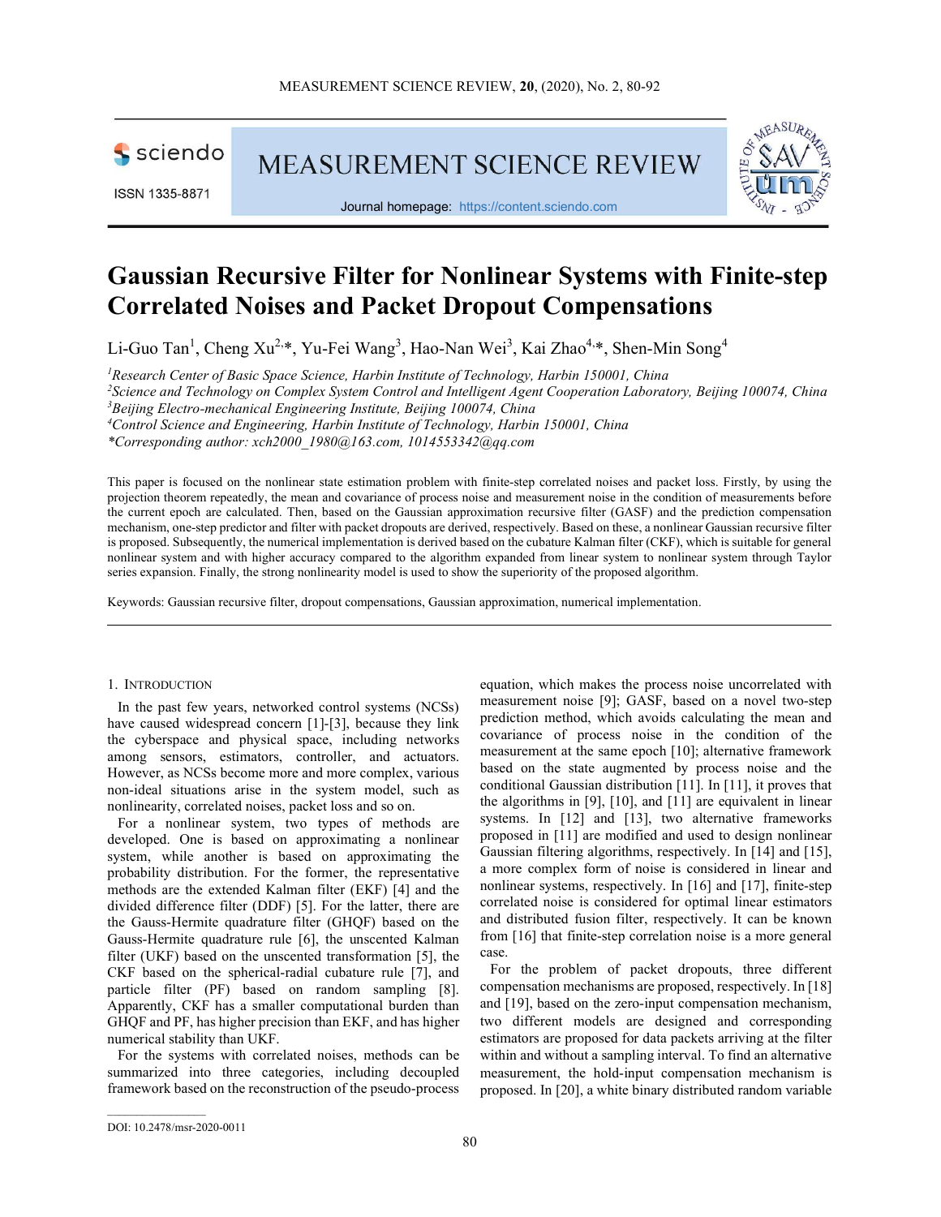# Gaussian Recursive Filter for Nonlinear Systems with Finite-step Correlated Noises and Packet Dropout Compensations

Li-Guo Tan[1], Cheng Xu[2,*], Yu-Fei Wang[3], Hao-Nan Wei[3], Kai Zhao[4,*], Shen-Min Song[4]

*[1]Research Center of Basic Space Science, Harbin Institute of Technology, Harbin 150001, China*
*[2]Science and Technology on Complex System Control and Intelligent Agent Cooperation Laboratory, Beijing 100074, China*
*[3]Beijing Electro-mechanical Engineering Institute, Beijing 100074, China*
*[4]Control Science and Engineering, Harbin Institute of Technology, Harbin 150001, China*
*\*Corresponding author: xch2000_1980@163.com, 1014553342@qq.com*

This paper is focused on the nonlinear state estimation problem with finite-step correlated noises and packet loss. Firstly, by using the projection theorem repeatedly, the mean and covariance of process noise and measurement noise in the condition of measurements before the current epoch are calculated. Then, based on the Gaussian approximation recursive filter (GASF) and the prediction compensation mechanism, one-step predictor and filter with packet dropouts are derived, respectively. Based on these, a nonlinear Gaussian recursive filter is proposed. Subsequently, the numerical implementation is derived based on the cubature Kalman filter (CKF), which is suitable for general nonlinear system and with higher accuracy compared to the algorithm expanded from linear system to nonlinear system through Taylor series expansion. Finally, the strong nonlinearity model is used to show the superiority of the proposed algorithm.

Keywords: Gaussian recursive filter, dropout compensations, Gaussian approximation, numerical implementation.

## 1. Introduction

In the past few years, networked control systems (NCSs) have caused widespread concern [1]-[3], because they link the cyberspace and physical space, including networks among sensors, estimators, controller, and actuators. However, as NCSs become more and more complex, various non-ideal situations arise in the system model, such as nonlinearity, correlated noises, packet loss and so on.

For a nonlinear system, two types of methods are developed. One is based on approximating a nonlinear system, while another is based on approximating the probability distribution. For the former, the representative methods are the extended Kalman filter (EKF) [4] and the divided difference filter (DDF) [5]. For the latter, there are the Gauss-Hermite quadrature filter (GHQF) based on the Gauss-Hermite quadrature rule [6], the unscented Kalman filter (UKF) based on the unscented transformation [5], the CKF based on the spherical-radial cubature rule [7], and particle filter (PF) based on random sampling [8]. Apparently, CKF has a smaller computational burden than GHQF and PF, has higher precision than EKF, and has higher numerical stability than UKF.

For the systems with correlated noises, methods can be summarized into three categories, including decoupled framework based on the reconstruction of the pseudo-process equation, which makes the process noise uncorrelated with measurement noise [9]; GASF, based on a novel two-step prediction method, which avoids calculating the mean and covariance of process noise in the condition of the measurement at the same epoch [10]; alternative framework based on the state augmented by process noise and the conditional Gaussian distribution [11]. In [11], it proves that the algorithms in [9], [10], and [11] are equivalent in linear systems. In [12] and [13], two alternative frameworks proposed in [11] are modified and used to design nonlinear Gaussian filtering algorithms, respectively. In [14] and [15], a more complex form of noise is considered in linear and nonlinear systems, respectively. In [16] and [17], finite-step correlated noise is considered for optimal linear estimators and distributed fusion filter, respectively. It can be known from [16] that finite-step correlation noise is a more general case.

For the problem of packet dropouts, three different compensation mechanisms are proposed, respectively. In [18] and [19], based on the zero-input compensation mechanism, two different models are designed and corresponding estimators are proposed for data packets arriving at the filter within and without a sampling interval. To find an alternative measurement, the hold-input compensation mechanism is proposed. In [20], a white binary distributed random variable

DOI: 10.2478/msr-2020-0011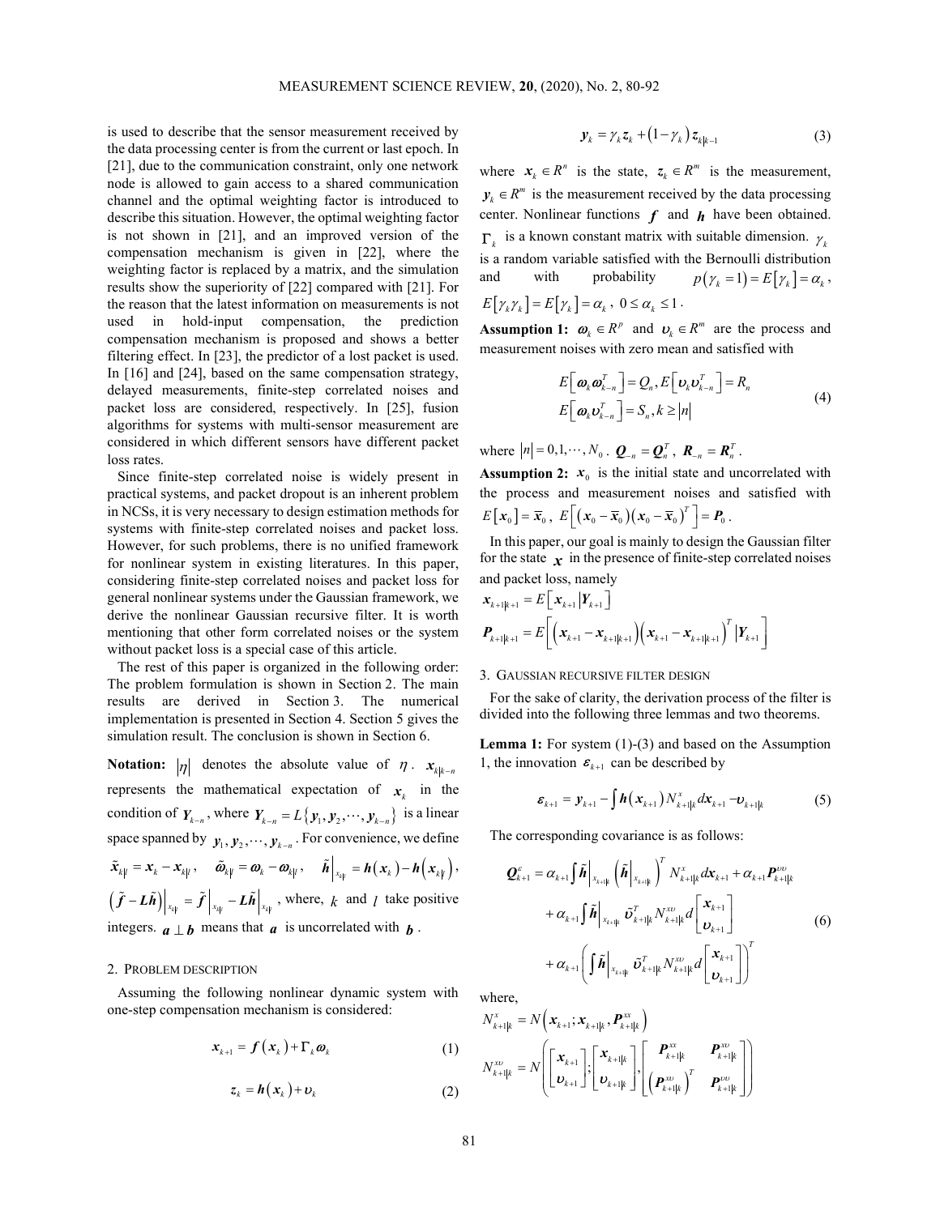is used to describe that the sensor measurement received by the data processing center is from the current or last epoch. In [21], due to the communication constraint, only one network node is allowed to gain access to a shared communication channel and the optimal weighting factor is introduced to describe this situation. However, the optimal weighting factor is not shown in [21], and an improved version of the compensation mechanism is given in [22], where the weighting factor is replaced by a matrix, and the simulation results show the superiority of [22] compared with [21]. For the reason that the latest information on measurements is not used in hold-input compensation, the prediction compensation mechanism is proposed and shows a better filtering effect. In [23], the predictor of a lost packet is used. In [16] and [24], based on the same compensation strategy, delayed measurements, finite-step correlated noises and packet loss are considered, respectively. In [25], fusion algorithms for systems with multi-sensor measurement are considered in which different sensors have different packet loss rates.

Since finite-step correlated noise is widely present in practical systems, and packet dropout is an inherent problem in NCSs, it is very necessary to design estimation methods for systems with finite-step correlated noises and packet loss. However, for such problems, there is no unified framework for nonlinear system in existing literatures. In this paper, considering finite-step correlated noises and packet loss for general nonlinear systems under the Gaussian framework, we derive the nonlinear Gaussian recursive filter. It is worth mentioning that other form correlated noises or the system without packet loss is a special case of this article.

The rest of this paper is organized in the following order: The problem formulation is shown in Section 2. The main results are derived in Section 3. The numerical implementation is presented in Section 4. Section 5 gives the simulation result. The conclusion is shown in Section 6.

**Notation:** $|\eta|$ denotes the absolute value of $\eta$. $\boldsymbol{x}_{k|k-n}$ represents the mathematical expectation of $\boldsymbol{x}_k$ in the condition of $\boldsymbol{Y}_{k-n}$, where $\boldsymbol{Y}_{k-n} = L\{\boldsymbol{y}_1, \boldsymbol{y}_2, \cdots, \boldsymbol{y}_{k-n}\}$ is a linear space spanned by $\boldsymbol{y}_1, \boldsymbol{y}_2, \cdots, \boldsymbol{y}_{k-n}$. For convenience, we define $\tilde{\boldsymbol{x}}_{k|l} = \boldsymbol{x}_k - \boldsymbol{x}_{k|l}$, $\tilde{\boldsymbol{\omega}}_{k|l} = \boldsymbol{\omega}_k - \boldsymbol{\omega}_{k|l}$, $\tilde{\boldsymbol{h}}\big|_{x_{k|l}} = \boldsymbol{h}(\boldsymbol{x}_k) - \boldsymbol{h}(\boldsymbol{x}_{k|l})$, $\left(\tilde{\boldsymbol{f}} - \boldsymbol{L}\tilde{\boldsymbol{h}}\right)\big|_{x_{k|l}} = \tilde{\boldsymbol{f}}\big|_{x_{k|l}} - \boldsymbol{L}\tilde{\boldsymbol{h}}\big|_{x_{k|l}}$, where, $k$ and $l$ take positive integers. $\boldsymbol{a} \perp \boldsymbol{b}$ means that $\boldsymbol{a}$ is uncorrelated with $\boldsymbol{b}$.

## 2. Problem description

Assuming the following nonlinear dynamic system with one-step compensation mechanism is considered:

$$\boldsymbol{x}_{k+1} = \boldsymbol{f}(\boldsymbol{x}_k) + \Gamma_k \boldsymbol{\omega}_k \tag{1}$$

$$\boldsymbol{z}_k = \boldsymbol{h}(\boldsymbol{x}_k) + \boldsymbol{\upsilon}_k \tag{2}$$

$$\boldsymbol{y}_k = \gamma_k \boldsymbol{z}_k + (1-\gamma_k)\boldsymbol{z}_{k|k-1} \tag{3}$$

where $\boldsymbol{x}_k \in R^n$ is the state, $\boldsymbol{z}_k \in R^m$ is the measurement, $\boldsymbol{y}_k \in R^m$ is the measurement received by the data processing center. Nonlinear functions $\boldsymbol{f}$ and $\boldsymbol{h}$ have been obtained. $\Gamma_k$ is a known constant matrix with suitable dimension. $\gamma_k$ is a random variable satisfied with the Bernoulli distribution and with probability $p(\gamma_k = 1) = E[\gamma_k] = \alpha_k$, $E[\gamma_k \gamma_k] = E[\gamma_k] = \alpha_k$, $0 \le \alpha_k \le 1$.

**Assumption 1:** $\boldsymbol{\omega}_k \in R^p$ and $\boldsymbol{\upsilon}_k \in R^m$ are the process and measurement noises with zero mean and satisfied with

$$\begin{aligned} E\left[\boldsymbol{\omega}_k \boldsymbol{\omega}_{k-n}^T\right] &= Q_n, E\left[\boldsymbol{\upsilon}_k \boldsymbol{\upsilon}_{k-n}^T\right] = R_n \\ E\left[\boldsymbol{\omega}_k \boldsymbol{\upsilon}_{k-n}^T\right] &= S_n, k \ge |n| \end{aligned} \tag{4}$$

where $|n| = 0, 1, \cdots, N_0$. $\boldsymbol{Q}_{-n} = \boldsymbol{Q}_n^T$, $\boldsymbol{R}_{-n} = \boldsymbol{R}_n^T$.

**Assumption 2:** $\boldsymbol{x}_0$ is the initial state and uncorrelated with the process and measurement noises and satisfied with $E[\boldsymbol{x}_0] = \bar{\boldsymbol{x}}_0$, $E\left[(\boldsymbol{x}_0 - \bar{\boldsymbol{x}}_0)(\boldsymbol{x}_0 - \bar{\boldsymbol{x}}_0)^T\right] = \boldsymbol{P}_0$.

In this paper, our goal is mainly to design the Gaussian filter for the state $\boldsymbol{x}$ in the presence of finite-step correlated noises and packet loss, namely

$$\boldsymbol{x}_{k+1|k+1} = E\left[\boldsymbol{x}_{k+1} | \boldsymbol{Y}_{k+1}\right]$$

$$\boldsymbol{P}_{k+1|k+1} = E\left[\left(\boldsymbol{x}_{k+1} - \boldsymbol{x}_{k+1|k+1}\right)\left(\boldsymbol{x}_{k+1} - \boldsymbol{x}_{k+1|k+1}\right)^T | \boldsymbol{Y}_{k+1}\right]$$

## 3. Gaussian recursive filter design

For the sake of clarity, the derivation process of the filter is divided into the following three lemmas and two theorems.

**Lemma 1:** For system (1)-(3) and based on the Assumption 1, the innovation $\boldsymbol{\varepsilon}_{k+1}$ can be described by

$$\boldsymbol{\varepsilon}_{k+1} = \boldsymbol{y}_{k+1} - \int \boldsymbol{h}(\boldsymbol{x}_{k+1}) N_{k+1|k}^{x} d\boldsymbol{x}_{k+1} - \boldsymbol{\upsilon}_{k+1|k} \tag{5}$$

The corresponding covariance is as follows:

$$\begin{aligned} \boldsymbol{Q}_{k+1}^{\varepsilon} &= \alpha_{k+1} \int \tilde{\boldsymbol{h}}\big|_{x_{k+1|k}} \left(\tilde{\boldsymbol{h}}\big|_{x_{k+1|k}}\right)^T N_{k+1|k}^{x} d\boldsymbol{x}_{k+1} + \alpha_{k+1} \boldsymbol{P}_{k+1|k}^{\upsilon\upsilon} \\ &+ \alpha_{k+1} \int \tilde{\boldsymbol{h}}\big|_{x_{k+1|k}} \tilde{\boldsymbol{\upsilon}}_{k+1|k}^T N_{k+1|k}^{x\upsilon} d\begin{bmatrix} \boldsymbol{x}_{k+1} \\ \boldsymbol{\upsilon}_{k+1} \end{bmatrix} \\ &+ \alpha_{k+1} \left(\int \tilde{\boldsymbol{h}}\big|_{x_{k+1|k}} \tilde{\boldsymbol{\upsilon}}_{k+1|k}^T N_{k+1|k}^{x\upsilon} d\begin{bmatrix} \boldsymbol{x}_{k+1} \\ \boldsymbol{\upsilon}_{k+1} \end{bmatrix}\right)^T \end{aligned} \tag{6}$$

where,

$$N_{k+1|k}^{x} = N\left(\boldsymbol{x}_{k+1}; \boldsymbol{x}_{k+1|k}, \boldsymbol{P}_{k+1|k}^{xx}\right)$$

$$N_{k+1|k}^{x\upsilon} = N\left(\begin{bmatrix} \boldsymbol{x}_{k+1} \\ \boldsymbol{\upsilon}_{k+1} \end{bmatrix}; \begin{bmatrix} \boldsymbol{x}_{k+1|k} \\ \boldsymbol{\upsilon}_{k+1|k} \end{bmatrix}, \begin{bmatrix} \boldsymbol{P}_{k+1|k}^{xx} & \boldsymbol{P}_{k+1|k}^{x\upsilon} \\ \left(\boldsymbol{P}_{k+1|k}^{x\upsilon}\right)^T & \boldsymbol{P}_{k+1|k}^{\upsilon\upsilon} \end{bmatrix}\right)$$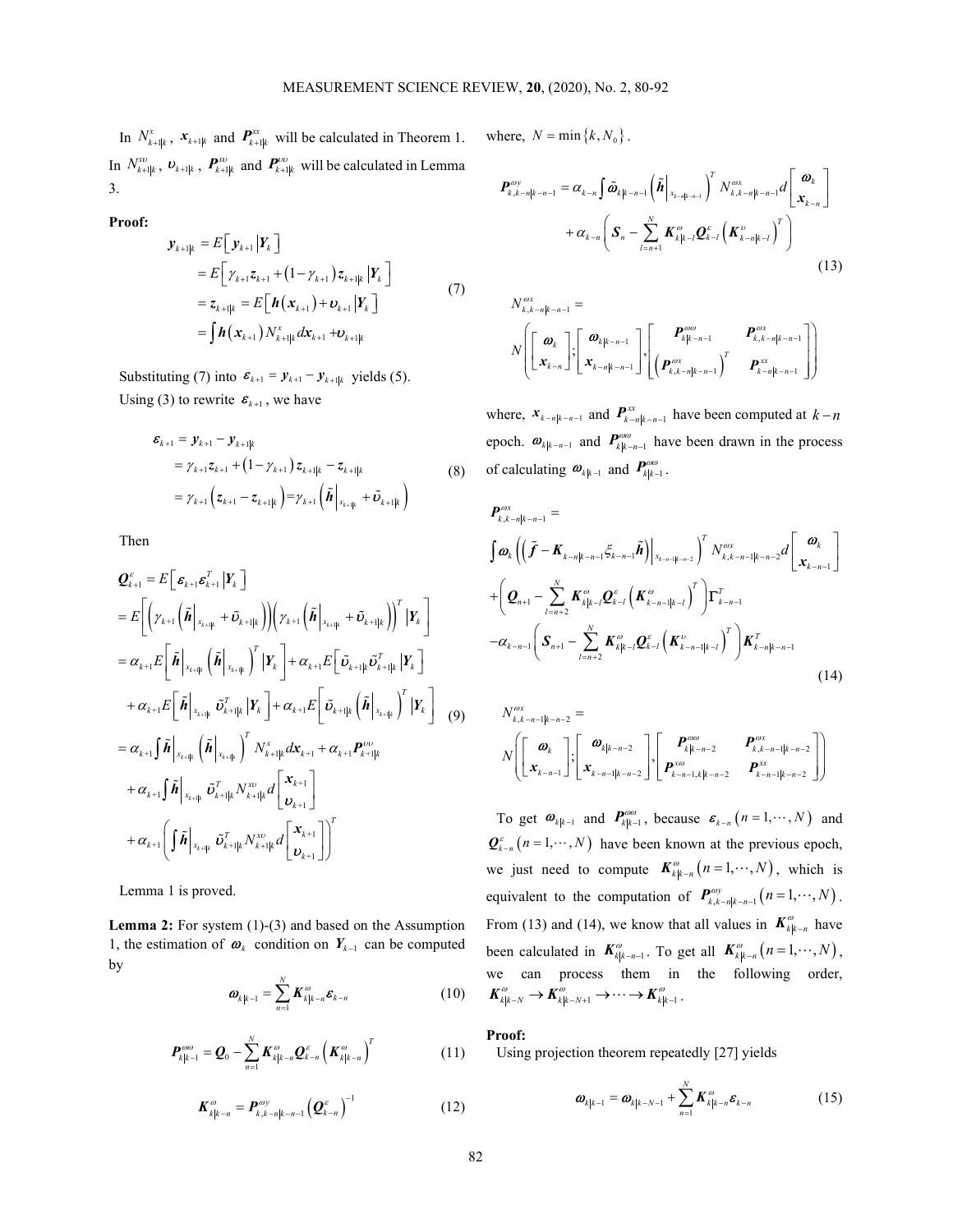In $N^{x}_{k+1|k}$, $\boldsymbol{x}_{k+1|k}$ and $\boldsymbol{P}^{xx}_{k+1|k}$ will be calculated in Theorem 1. In $N^{x\upsilon}_{k+1|k}$, $\boldsymbol{\upsilon}_{k+1|k}$, $\boldsymbol{P}^{x\upsilon}_{k+1|k}$ and $\boldsymbol{P}^{\upsilon\upsilon}_{k+1|k}$ will be calculated in Lemma 3.

**Proof:**

$$
\begin{aligned}
\boldsymbol{y}_{k+1|k} &= E\left[\boldsymbol{y}_{k+1}\left|\boldsymbol{Y}_k\right.\right] \\
&= E\left[\gamma_{k+1}\boldsymbol{z}_{k+1} + \left(1-\gamma_{k+1}\right)\boldsymbol{z}_{k+1|k}\left|\boldsymbol{Y}_k\right.\right] \\
&= \boldsymbol{z}_{k+1|k} = E\left[\boldsymbol{h}\left(\boldsymbol{x}_{k+1}\right) + \boldsymbol{\upsilon}_{k+1}\left|\boldsymbol{Y}_k\right.\right] \\
&= \int \boldsymbol{h}\left(\boldsymbol{x}_{k+1}\right) N^{x}_{k+1|k} d\boldsymbol{x}_{k+1} + \boldsymbol{\upsilon}_{k+1|k}
\end{aligned}
\tag{7}
$$

Substituting (7) into $\boldsymbol{\varepsilon}_{k+1} = \boldsymbol{y}_{k+1} - \boldsymbol{y}_{k+1|k}$ yields (5).

Using (3) to rewrite $\boldsymbol{\varepsilon}_{k+1}$, we have

$$
\begin{aligned}
\boldsymbol{\varepsilon}_{k+1} &= \boldsymbol{y}_{k+1} - \boldsymbol{y}_{k+1|k} \\
&= \gamma_{k+1}\boldsymbol{z}_{k+1} + \left(1-\gamma_{k+1}\right)\boldsymbol{z}_{k+1|k} - \boldsymbol{z}_{k+1|k} \\
&= \gamma_{k+1}\left(\boldsymbol{z}_{k+1} - \boldsymbol{z}_{k+1|k}\right) = \gamma_{k+1}\left(\tilde{\boldsymbol{h}}\Big|_{x_{k+1|k}} + \tilde{\boldsymbol{\upsilon}}_{k+1|k}\right)
\end{aligned}
\tag{8}
$$

Then

$$
\begin{aligned}
\boldsymbol{Q}^{\varepsilon}_{k+1} &= E\left[\boldsymbol{\varepsilon}_{k+1}\boldsymbol{\varepsilon}^T_{k+1}\left|\boldsymbol{Y}_k\right.\right] \\
&= E\left[\left(\gamma_{k+1}\left(\tilde{\boldsymbol{h}}\Big|_{x_{k+1|k}} + \tilde{\boldsymbol{\upsilon}}_{k+1|k}\right)\right)\left(\gamma_{k+1}\left(\tilde{\boldsymbol{h}}\Big|_{x_{k+1|k}} + \tilde{\boldsymbol{\upsilon}}_{k+1|k}\right)\right)^T\left|\boldsymbol{Y}_k\right.\right] \\
&= \alpha_{k+1}E\left[\tilde{\boldsymbol{h}}\Big|_{x_{k+1|k}}\left(\tilde{\boldsymbol{h}}\Big|_{x_{k+1|k}}\right)^T\left|\boldsymbol{Y}_k\right.\right] + \alpha_{k+1}E\left[\tilde{\boldsymbol{\upsilon}}_{k+1|k}\tilde{\boldsymbol{\upsilon}}^T_{k+1|k}\left|\boldsymbol{Y}_k\right.\right] \\
&\quad + \alpha_{k+1}E\left[\tilde{\boldsymbol{h}}\Big|_{x_{k+1|k}}\tilde{\boldsymbol{\upsilon}}^T_{k+1|k}\left|\boldsymbol{Y}_k\right.\right] + \alpha_{k+1}E\left[\tilde{\boldsymbol{\upsilon}}_{k+1|k}\left(\tilde{\boldsymbol{h}}\Big|_{x_{k+1|k}}\right)^T\left|\boldsymbol{Y}_k\right.\right] \\
&= \alpha_{k+1}\int \tilde{\boldsymbol{h}}\Big|_{x_{k+1|k}}\left(\tilde{\boldsymbol{h}}\Big|_{x_{k+1|k}}\right)^T N^{x}_{k+1|k}d\boldsymbol{x}_{k+1} + \alpha_{k+1}\boldsymbol{P}^{\upsilon\upsilon}_{k+1|k} \\
&\quad + \alpha_{k+1}\int \tilde{\boldsymbol{h}}\Big|_{x_{k+1|k}}\tilde{\boldsymbol{\upsilon}}^T_{k+1|k}N^{x\upsilon}_{k+1|k}d\begin{bmatrix}\boldsymbol{x}_{k+1}\\ \boldsymbol{\upsilon}_{k+1}\end{bmatrix} \\
&\quad + \alpha_{k+1}\left(\int \tilde{\boldsymbol{h}}\Big|_{x_{k+1|k}}\tilde{\boldsymbol{\upsilon}}^T_{k+1|k}N^{x\upsilon}_{k+1|k}d\begin{bmatrix}\boldsymbol{x}_{k+1}\\ \boldsymbol{\upsilon}_{k+1}\end{bmatrix}\right)^T
\end{aligned}
\tag{9}
$$

Lemma 1 is proved.

**Lemma 2:** For system (1)-(3) and based on the Assumption 1, the estimation of $\boldsymbol{\omega}_k$ condition on $\boldsymbol{Y}_{k-1}$ can be computed by

$$
\boldsymbol{\omega}_{k|k-1} = \sum_{n=1}^{N}\boldsymbol{K}^{\omega}_{k|k-n}\boldsymbol{\varepsilon}_{k-n} \tag{10}
$$

$$
\boldsymbol{P}^{\omega\omega}_{k|k-1} = \boldsymbol{Q}_0 - \sum_{n=1}^{N}\boldsymbol{K}^{\omega}_{k|k-n}\boldsymbol{Q}^{\varepsilon}_{k-n}\left(\boldsymbol{K}^{\omega}_{k|k-n}\right)^T \tag{11}
$$

$$
\boldsymbol{K}^{\omega}_{k|k-n} = \boldsymbol{P}^{\omega y}_{k,k-n|k-n-1}\left(\boldsymbol{Q}^{\varepsilon}_{k-n}\right)^{-1} \tag{12}
$$

where, $N = \min\{k, N_0\}$.

$$
\begin{aligned}
\boldsymbol{P}^{\omega y}_{k,k-n|k-n-1} &= \alpha_{k-n}\int \tilde{\boldsymbol{\omega}}_{k|k-n-1}\left(\tilde{\boldsymbol{h}}\Big|_{x_{k-n|k-n-1}}\right)^T N^{\omega x}_{k,k-n|k-n-1}d\begin{bmatrix}\boldsymbol{\omega}_k\\ \boldsymbol{x}_{k-n}\end{bmatrix} \\
&\quad + \alpha_{k-n}\left(\boldsymbol{S}_n - \sum_{l=n+1}^{N}\boldsymbol{K}^{\omega}_{k|k-l}\boldsymbol{Q}^{\varepsilon}_{k-l}\left(\boldsymbol{K}^{\upsilon}_{k-n|k-l}\right)^T\right)
\end{aligned}
\tag{13}
$$

$$
N^{\omega x}_{k,k-n|k-n-1} = N\left(\begin{bmatrix}\boldsymbol{\omega}_k\\ \boldsymbol{x}_{k-n}\end{bmatrix};\begin{bmatrix}\boldsymbol{\omega}_{k|k-n-1}\\ \boldsymbol{x}_{k-n|k-n-1}\end{bmatrix},\begin{bmatrix}\boldsymbol{P}^{\omega\omega}_{k|k-n-1} & \boldsymbol{P}^{\omega x}_{k,k-n|k-n-1}\\ \left(\boldsymbol{P}^{\omega x}_{k,k-n|k-n-1}\right)^T & \boldsymbol{P}^{xx}_{k-n|k-n-1}\end{bmatrix}\right)
$$

where, $\boldsymbol{x}_{k-n|k-n-1}$ and $\boldsymbol{P}^{xx}_{k-n|k-n-1}$ have been computed at $k-n$ epoch. $\boldsymbol{\omega}_{k|k-n-1}$ and $\boldsymbol{P}^{\omega\omega}_{k|k-n-1}$ have been drawn in the process of calculating $\boldsymbol{\omega}_{k|k-1}$ and $\boldsymbol{P}^{\omega\omega}_{k|k-1}$.

$$
\begin{aligned}
\boldsymbol{P}^{\omega x}_{k,k-n|k-n-1} &= \\
&\int \boldsymbol{\omega}_k\left(\left(\tilde{\boldsymbol{f}} - \boldsymbol{K}_{k-n|k-n-1}\xi_{k-n-1}\tilde{\boldsymbol{h}}\right)\Big|_{x_{k-n-1|k-n-2}}\right)^T N^{\omega x}_{k,k-n-1|k-n-2}d\begin{bmatrix}\boldsymbol{\omega}_k\\ \boldsymbol{x}_{k-n-1}\end{bmatrix} \\
&+ \left(\boldsymbol{Q}_{n+1} - \sum_{l=n+2}^{N}\boldsymbol{K}^{\omega}_{k|k-l}\boldsymbol{Q}^{\varepsilon}_{k-l}\left(\boldsymbol{K}^{\omega}_{k-n-1|k-l}\right)^T\right)\Gamma^T_{k-n-1} \\
&- \alpha_{k-n-1}\left(\boldsymbol{S}_{n+1} - \sum_{l=n+2}^{N}\boldsymbol{K}^{\omega}_{k|k-l}\boldsymbol{Q}^{\varepsilon}_{k-l}\left(\boldsymbol{K}^{\upsilon}_{k-n-1|k-l}\right)^T\right)\boldsymbol{K}^T_{k-n|k-n-1}
\end{aligned}
\tag{14}
$$

$$
N^{\omega x}_{k,k-n-1|k-n-2} = N\left(\begin{bmatrix}\boldsymbol{\omega}_k\\ \boldsymbol{x}_{k-n-1}\end{bmatrix};\begin{bmatrix}\boldsymbol{\omega}_{k|k-n-2}\\ \boldsymbol{x}_{k-n-1|k-n-2}\end{bmatrix},\begin{bmatrix}\boldsymbol{P}^{\omega\omega}_{k|k-n-2} & \boldsymbol{P}^{\omega x}_{k,k-n-1|k-n-2}\\ \boldsymbol{P}^{x\omega}_{k-n-1,k|k-n-2} & \boldsymbol{P}^{xx}_{k-n-1|k-n-2}\end{bmatrix}\right)
$$

To get $\boldsymbol{\omega}_{k|k-1}$ and $\boldsymbol{P}^{\omega\omega}_{k|k-1}$, because $\boldsymbol{\varepsilon}_{k-n}\left(n=1,\cdots,N\right)$ and $\boldsymbol{Q}^{\varepsilon}_{k-n}\left(n=1,\cdots,N\right)$ have been known at the previous epoch, we just need to compute $\boldsymbol{K}^{\omega}_{k|k-n}\left(n=1,\cdots,N\right)$, which is equivalent to the computation of $\boldsymbol{P}^{\omega y}_{k,k-n|k-n-1}\left(n=1,\cdots,N\right)$. From (13) and (14), we know that all values in $\boldsymbol{K}^{\omega}_{k|k-n}$ have been calculated in $\boldsymbol{K}^{\omega}_{k|k-n-1}$. To get all $\boldsymbol{K}^{\omega}_{k|k-n}\left(n=1,\cdots,N\right)$, we can process them in the following order, $\boldsymbol{K}^{\omega}_{k|k-N} \rightarrow \boldsymbol{K}^{\omega}_{k|k-N+1} \rightarrow \cdots \rightarrow \boldsymbol{K}^{\omega}_{k|k-1}$.

**Proof:**

Using projection theorem repeatedly [27] yields

$$
\boldsymbol{\omega}_{k|k-1} = \boldsymbol{\omega}_{k|k-N-1} + \sum_{n=1}^{N}\boldsymbol{K}^{\omega}_{k|k-n}\boldsymbol{\varepsilon}_{k-n} \tag{15}
$$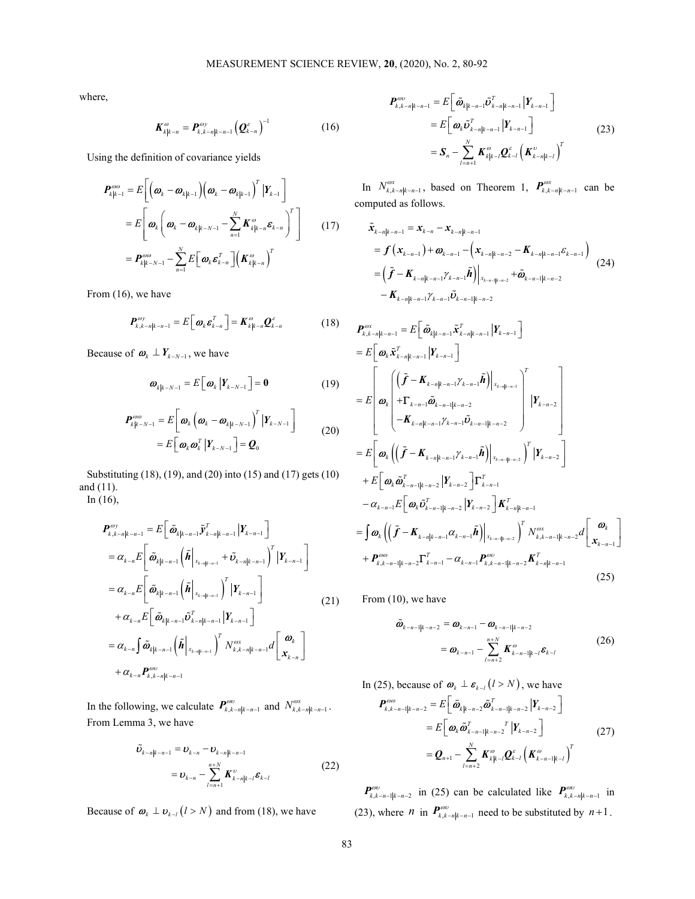where,

$$\boldsymbol{K}_{k|k-n}^{\omega} = \boldsymbol{P}_{k,k-n|k-n-1}^{\omega y}\left(\boldsymbol{Q}_{k-n}^{\varepsilon}\right)^{-1} \tag{16}$$

Using the definition of covariance yields

$$\begin{aligned}
\boldsymbol{P}_{k|k-1}^{\omega\omega} &= E\left[\left(\boldsymbol{\omega}_k - \boldsymbol{\omega}_{k|k-1}\right)\left(\boldsymbol{\omega}_k - \boldsymbol{\omega}_{k|k-1}\right)^T \left|\boldsymbol{Y}_{k-1}\right.\right] \\
&= E\left[\boldsymbol{\omega}_k\left(\boldsymbol{\omega}_k - \boldsymbol{\omega}_{k|k-N-1} - \sum_{n=1}^{N}\boldsymbol{K}_{k|k-n}^{\omega}\boldsymbol{\varepsilon}_{k-n}\right)^T\right] \\
&= \boldsymbol{P}_{k|k-N-1}^{\omega\omega} - \sum_{n=1}^{N} E\left[\boldsymbol{\omega}_k\boldsymbol{\varepsilon}_{k-n}^T\right]\left(\boldsymbol{K}_{k|k-n}^{\omega}\right)^T
\end{aligned} \tag{17}$$

From (16), we have

$$\boldsymbol{P}_{k,k-n|k-n-1}^{\omega y} = E\left[\boldsymbol{\omega}_k\boldsymbol{\varepsilon}_{k-n}^T\right] = \boldsymbol{K}_{k|k-n}^{\omega}\boldsymbol{Q}_{k-n}^{\varepsilon} \tag{18}$$

Because of $\boldsymbol{\omega}_k \perp \boldsymbol{Y}_{k-N-1}$, we have

$$\boldsymbol{\omega}_{k|k-N-1} = E\left[\boldsymbol{\omega}_k\left|\boldsymbol{Y}_{k-N-1}\right.\right] = \boldsymbol{0} \tag{19}$$

$$\begin{aligned}
\boldsymbol{P}_{k|k-N-1}^{\omega\omega} &= E\left[\boldsymbol{\omega}_k\left(\boldsymbol{\omega}_k - \boldsymbol{\omega}_{k|k-N-1}\right)^T\left|\boldsymbol{Y}_{k-N-1}\right.\right] \\
&= E\left[\boldsymbol{\omega}_k\boldsymbol{\omega}_k^T\left|\boldsymbol{Y}_{k-N-1}\right.\right] = \boldsymbol{Q}_0
\end{aligned} \tag{20}$$

Substituting (18), (19), and (20) into (15) and (17) gets (10) and (11).

In (16),

$$\begin{aligned}
\boldsymbol{P}_{k,k-n|k-n-1}^{\omega y} &= E\left[\tilde{\boldsymbol{\omega}}_{k|k-n-1}\tilde{\boldsymbol{y}}_{k-n|k-n-1}^T\left|\boldsymbol{Y}_{k-n-1}\right.\right] \\
&= \alpha_{k-n}E\left[\tilde{\boldsymbol{\omega}}_{k|k-n-1}\left(\tilde{\boldsymbol{h}}\Big|_{x_{k-n|k-n-1}} + \tilde{\boldsymbol{\upsilon}}_{k-n|k-n-1}\right)^T\left|\boldsymbol{Y}_{k-n-1}\right.\right] \\
&= \alpha_{k-n}E\left[\tilde{\boldsymbol{\omega}}_{k|k-n-1}\left(\tilde{\boldsymbol{h}}\Big|_{x_{k-n|k-n-1}}\right)^T\left|\boldsymbol{Y}_{k-n-1}\right.\right] \\
&\quad + \alpha_{k-n}E\left[\tilde{\boldsymbol{\omega}}_{k|k-n-1}\tilde{\boldsymbol{\upsilon}}_{k-n|k-n-1}^T\left|\boldsymbol{Y}_{k-n-1}\right.\right] \\
&= \alpha_{k-n}\int\tilde{\boldsymbol{\omega}}_{k|k-n-1}\left(\tilde{\boldsymbol{h}}\Big|_{x_{k-n|k-n-1}}\right)^T N_{k,k-n|k-n-1}^{\omega x}d\begin{bmatrix}\boldsymbol{\omega}_k \\ \boldsymbol{x}_{k-n}\end{bmatrix} \\
&\quad + \alpha_{k-n}\boldsymbol{P}_{k,k-n|k-n-1}^{\omega\upsilon}
\end{aligned} \tag{21}$$

In the following, we calculate $\boldsymbol{P}_{k,k-n|k-n-1}^{\omega\upsilon}$ and $N_{k,k-n|k-n-1}^{\omega x}$.

From Lemma 3, we have

$$\begin{aligned}
\tilde{\boldsymbol{\upsilon}}_{k-n|k-n-1} &= \boldsymbol{\upsilon}_{k-n} - \boldsymbol{\upsilon}_{k-n|k-n-1} \\
&= \boldsymbol{\upsilon}_{k-n} - \sum_{l=n+1}^{n+N}\boldsymbol{K}_{k-n|k-l}^{\upsilon}\boldsymbol{\varepsilon}_{k-l}
\end{aligned} \tag{22}$$

Because of $\boldsymbol{\omega}_k \perp \boldsymbol{\upsilon}_{k-l}\,(l > N)$ and from (18), we have

$$\begin{aligned}
\boldsymbol{P}_{k,k-n|k-n-1}^{\omega\upsilon} &= E\left[\tilde{\boldsymbol{\omega}}_{k|k-n-1}\tilde{\boldsymbol{\upsilon}}_{k-n|k-n-1}^T\left|\boldsymbol{Y}_{k-n-1}\right.\right] \\
&= E\left[\boldsymbol{\omega}_k\tilde{\boldsymbol{\upsilon}}_{k-n|k-n-1}^T\left|\boldsymbol{Y}_{k-n-1}\right.\right] \\
&= \boldsymbol{S}_n - \sum_{l=n+1}^{N}\boldsymbol{K}_{k|k-l}^{\omega}\boldsymbol{Q}_{k-l}^{\varepsilon}\left(\boldsymbol{K}_{k-n|k-l}^{\upsilon}\right)^T
\end{aligned} \tag{23}$$

In $N_{k,k-n|k-n-1}^{\omega x}$, based on Theorem 1, $\boldsymbol{P}_{k,k-n|k-n-1}^{\omega x}$ can be computed as follows.

$$\begin{aligned}
\tilde{\boldsymbol{x}}_{k-n|k-n-1} &= \boldsymbol{x}_{k-n} - \boldsymbol{x}_{k-n|k-n-1} \\
&= \boldsymbol{f}\left(\boldsymbol{x}_{k-n-1}\right) + \boldsymbol{\omega}_{k-n-1} - \left(\boldsymbol{x}_{k-n|k-n-2} - \boldsymbol{K}_{k-n|k-n-1}\varepsilon_{k-n-1}\right) \\
&= \left(\tilde{\boldsymbol{f}} - \boldsymbol{K}_{k-n|k-n-1}\gamma_{k-n-1}\tilde{\boldsymbol{h}}\right)\Big|_{x_{k-n-1|k-n-2}} + \tilde{\boldsymbol{\omega}}_{k-n-1|k-n-2} \\
&\quad - \boldsymbol{K}_{k-n|k-n-1}\gamma_{k-n-1}\tilde{\boldsymbol{\upsilon}}_{k-n-1|k-n-2}
\end{aligned} \tag{24}$$

$$\begin{aligned}
\boldsymbol{P}_{k,k-n|k-n-1}^{\omega x} &= E\left[\tilde{\boldsymbol{\omega}}_{k|k-n-1}\tilde{\boldsymbol{x}}_{k-n|k-n-1}^T\left|\boldsymbol{Y}_{k-n-1}\right.\right] \\
&= E\left[\boldsymbol{\omega}_k\tilde{\boldsymbol{x}}_{k-n|k-n-1}^T\left|\boldsymbol{Y}_{k-n-1}\right.\right] \\
&= E\left[\boldsymbol{\omega}_k\begin{pmatrix}\left(\tilde{\boldsymbol{f}} - \boldsymbol{K}_{k-n|k-n-1}\gamma_{k-n-1}\tilde{\boldsymbol{h}}\right)\Big|_{x_{k-n|k-n-1}} \\ +\Gamma_{k-n-1}\tilde{\boldsymbol{\omega}}_{k-n-1|k-n-2} \\ -\boldsymbol{K}_{k-n|k-n-1}\gamma_{k-n-1}\tilde{\boldsymbol{\upsilon}}_{k-n-1|k-n-2}\end{pmatrix}^T\left|\boldsymbol{Y}_{k-n-2}\right.\right] \\
&= E\left[\boldsymbol{\omega}_k\left(\left(\tilde{\boldsymbol{f}} - \boldsymbol{K}_{k-n|k-n-1}\gamma_{k-n-1}\tilde{\boldsymbol{h}}\right)\Big|_{x_{k-n-1|k-n-2}}\right)^T\left|\boldsymbol{Y}_{k-n-2}\right.\right] \\
&\quad + E\left[\boldsymbol{\omega}_k\tilde{\boldsymbol{\omega}}_{k-n-1|k-n-2}^T\left|\boldsymbol{Y}_{k-n-2}\right.\right]\Gamma_{k-n-1}^T \\
&\quad - \alpha_{k-n-1}E\left[\boldsymbol{\omega}_k\tilde{\boldsymbol{\upsilon}}_{k-n-1|k-n-2}^T\left|\boldsymbol{Y}_{k-n-2}\right.\right]\boldsymbol{K}_{k-n|k-n-1}^T \\
&= \int\boldsymbol{\omega}_k\left(\left(\tilde{\boldsymbol{f}} - \boldsymbol{K}_{k-n|k-n-1}\alpha_{k-n-1}\tilde{\boldsymbol{h}}\right)\Big|_{x_{k-n-1|k-n-2}}\right)^T N_{k,k-n-1|k-n-2}^{\omega x}d\begin{bmatrix}\boldsymbol{\omega}_k \\ \boldsymbol{x}_{k-n-1}\end{bmatrix} \\
&\quad + \boldsymbol{P}_{k,k-n-1|k-n-2}^{\omega\omega}\Gamma_{k-n-1}^T - \alpha_{k-n-1}\boldsymbol{P}_{k,k-n-1|k-n-2}^{\omega\upsilon}\boldsymbol{K}_{k-n|k-n-1}^T
\end{aligned} \tag{25}$$

From (10), we have

$$\begin{aligned}
\tilde{\boldsymbol{\omega}}_{k-n-1|k-n-2} &= \boldsymbol{\omega}_{k-n-1} - \boldsymbol{\omega}_{k-n-1|k-n-2} \\
&= \boldsymbol{\omega}_{k-n-1} - \sum_{l=n+2}^{n+N}\boldsymbol{K}_{k-n-1|k-l}^{\omega}\boldsymbol{\varepsilon}_{k-l}
\end{aligned} \tag{26}$$

In (25), because of $\boldsymbol{\omega}_k \perp \boldsymbol{\varepsilon}_{k-l}\,(l > N)$, we have

$$\begin{aligned}
\boldsymbol{P}_{k,k-n-1|k-n-2}^{\omega\omega} &= E\left[\tilde{\boldsymbol{\omega}}_{k|k-n-2}\tilde{\boldsymbol{\omega}}_{k-n-1|k-n-2}^T\left|\boldsymbol{Y}_{k-n-2}\right.\right] \\
&= E\left[\boldsymbol{\omega}_k\tilde{\boldsymbol{\omega}}_{k-n-1|k-n-2}^T\left|\boldsymbol{Y}_{k-n-2}\right.\right] \\
&= \boldsymbol{Q}_{n+1} - \sum_{l=n+2}^{N}\boldsymbol{K}_{k|k-l}^{\omega}\boldsymbol{Q}_{k-l}^{\varepsilon}\left(\boldsymbol{K}_{k-n-1|k-l}^{\omega}\right)^T
\end{aligned} \tag{27}$$

$\boldsymbol{P}_{k,k-n-1|k-n-2}^{\omega\upsilon}$ in (25) can be calculated like $\boldsymbol{P}_{k,k-n|k-n-1}^{\omega\upsilon}$ in (23), where $n$ in $\boldsymbol{P}_{k,k-n|k-n-1}^{\omega\upsilon}$ need to be substituted by $n+1$.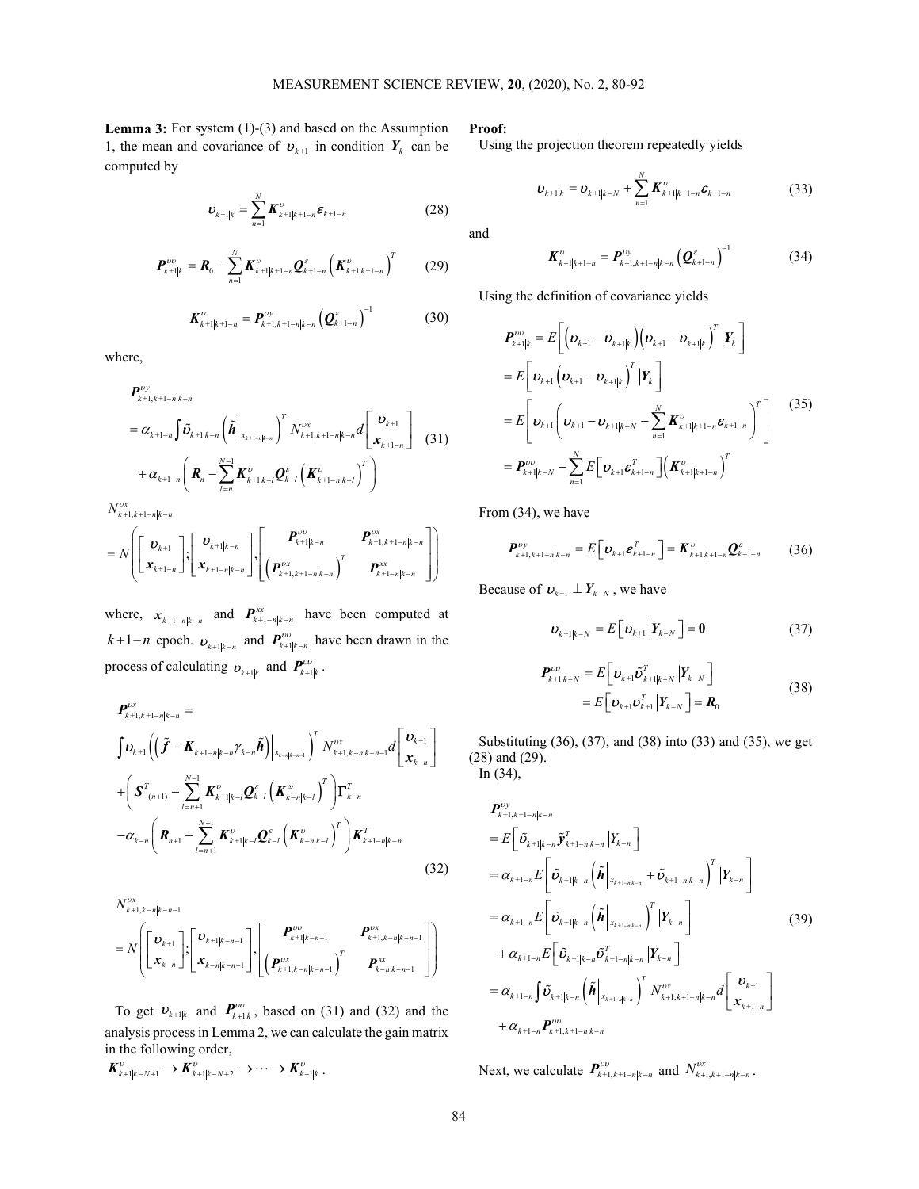**Lemma 3:** For system (1)-(3) and based on the Assumption 1, the mean and covariance of $\boldsymbol{\upsilon}_{k+1}$ in condition $\boldsymbol{Y}_k$ can be computed by

$$\boldsymbol{\upsilon}_{k+1|k} = \sum_{n=1}^{N} \boldsymbol{K}^{\upsilon}_{k+1|k+1-n} \boldsymbol{\varepsilon}_{k+1-n} \tag{28}$$

$$\boldsymbol{P}^{\upsilon\upsilon}_{k+1|k} = \boldsymbol{R}_0 - \sum_{n=1}^{N} \boldsymbol{K}^{\upsilon}_{k+1|k+1-n} \boldsymbol{Q}^{\varepsilon}_{k+1-n} \left(\boldsymbol{K}^{\upsilon}_{k+1|k+1-n}\right)^T \tag{29}$$

$$\boldsymbol{K}^{\upsilon}_{k+1|k+1-n} = \boldsymbol{P}^{\upsilon y}_{k+1,k+1-n|k-n} \left(\boldsymbol{Q}^{\varepsilon}_{k+1-n}\right)^{-1} \tag{30}$$

where,

$$\begin{aligned}
&\boldsymbol{P}^{\upsilon y}_{k+1,k+1-n|k-n} \\
&= \alpha_{k+1-n} \int \tilde{\boldsymbol{\upsilon}}_{k+1|k-n} \left(\tilde{\boldsymbol{h}}\Big|_{x_{k+1-n|k-n}}\right)^T N^{\upsilon x}_{k+1,k+1-n|k-n} d\begin{bmatrix} \boldsymbol{\upsilon}_{k+1} \\ \boldsymbol{x}_{k+1-n} \end{bmatrix} \\
&+ \alpha_{k+1-n} \left( \boldsymbol{R}_n - \sum_{l=n}^{N-1} \boldsymbol{K}^{\upsilon}_{k+1|k-l} \boldsymbol{Q}^{\varepsilon}_{k-l} \left(\boldsymbol{K}^{\upsilon}_{k+1-n|k-l}\right)^T \right)
\end{aligned} \tag{31}$$

$$\begin{aligned}
&N^{\upsilon x}_{k+1,k+1-n|k-n} \\
&= N\left( \begin{bmatrix} \boldsymbol{\upsilon}_{k+1} \\ \boldsymbol{x}_{k+1-n} \end{bmatrix}; \begin{bmatrix} \boldsymbol{\upsilon}_{k+1|k-n} \\ \boldsymbol{x}_{k+1-n|k-n} \end{bmatrix}, \begin{bmatrix} \boldsymbol{P}^{\upsilon\upsilon}_{k+1|k-n} & \boldsymbol{P}^{\upsilon x}_{k+1,k+1-n|k-n} \\ \left(\boldsymbol{P}^{\upsilon x}_{k+1,k+1-n|k-n}\right)^T & \boldsymbol{P}^{xx}_{k+1-n|k-n} \end{bmatrix} \right)
\end{aligned}$$

where, $\boldsymbol{x}_{k+1-n|k-n}$ and $\boldsymbol{P}^{xx}_{k+1-n|k-n}$ have been computed at $k+1-n$ epoch. $\boldsymbol{\upsilon}_{k+1|k-n}$ and $\boldsymbol{P}^{\upsilon\upsilon}_{k+1|k-n}$ have been drawn in the process of calculating $\boldsymbol{\upsilon}_{k+1|k}$ and $\boldsymbol{P}^{\upsilon\upsilon}_{k+1|k}$.

$$\begin{aligned}
&\boldsymbol{P}^{\upsilon x}_{k+1,k+1-n|k-n} = \\
&\int \boldsymbol{\upsilon}_{k+1} \left( \left( \tilde{\boldsymbol{f}} - \boldsymbol{K}_{k+1-n|k-n} \gamma_{k-n} \tilde{\boldsymbol{h}} \right)\Big|_{x_{k-n|k-n-1}} \right)^T N^{\upsilon x}_{k+1,k-n|k-n-1} d\begin{bmatrix} \boldsymbol{\upsilon}_{k+1} \\ \boldsymbol{x}_{k-n} \end{bmatrix} \\
&+ \left( \boldsymbol{S}^T_{-(n+1)} - \sum_{l=n+1}^{N-1} \boldsymbol{K}^{\upsilon}_{k+1|k-l} \boldsymbol{Q}^{\varepsilon}_{k-l} \left(\boldsymbol{K}^{\omega}_{k-n|k-l}\right)^T \right) \Gamma^T_{k-n} \\
&- \alpha_{k-n} \left( \boldsymbol{R}_{n+1} - \sum_{l=n+1}^{N-1} \boldsymbol{K}^{\upsilon}_{k+1|k-l} \boldsymbol{Q}^{\varepsilon}_{k-l} \left(\boldsymbol{K}^{\upsilon}_{k-n|k-l}\right)^T \right) \boldsymbol{K}^T_{k+1-n|k-n}
\end{aligned} \tag{32}$$

$$\begin{aligned}
&N^{\upsilon x}_{k+1,k-n|k-n-1} \\
&= N\left( \begin{bmatrix} \boldsymbol{\upsilon}_{k+1} \\ \boldsymbol{x}_{k-n} \end{bmatrix}; \begin{bmatrix} \boldsymbol{\upsilon}_{k+1|k-n-1} \\ \boldsymbol{x}_{k-n|k-n-1} \end{bmatrix}, \begin{bmatrix} \boldsymbol{P}^{\upsilon\upsilon}_{k+1|k-n-1} & \boldsymbol{P}^{\upsilon x}_{k+1,k-n|k-n-1} \\ \left(\boldsymbol{P}^{\upsilon x}_{k+1,k-n|k-n-1}\right)^T & \boldsymbol{P}^{xx}_{k-n|k-n-1} \end{bmatrix} \right)
\end{aligned}$$

To get $\boldsymbol{\upsilon}_{k+1|k}$ and $\boldsymbol{P}^{\upsilon\upsilon}_{k+1|k}$, based on (31) and (32) and the analysis process in Lemma 2, we can calculate the gain matrix in the following order,
$\boldsymbol{K}^{\upsilon}_{k+1|k-N+1} \to \boldsymbol{K}^{\upsilon}_{k+1|k-N+2} \to \cdots \to \boldsymbol{K}^{\upsilon}_{k+1|k}$.

**Proof:**

Using the projection theorem repeatedly yields

$$\boldsymbol{\upsilon}_{k+1|k} = \boldsymbol{\upsilon}_{k+1|k-N} + \sum_{n=1}^{N} \boldsymbol{K}^{\upsilon}_{k+1|k+1-n} \boldsymbol{\varepsilon}_{k+1-n} \tag{33}$$

and

$$\boldsymbol{K}^{\upsilon}_{k+1|k+1-n} = \boldsymbol{P}^{\upsilon y}_{k+1,k+1-n|k-n} \left(\boldsymbol{Q}^{\varepsilon}_{k+1-n}\right)^{-1} \tag{34}$$

Using the definition of covariance yields

$$\begin{aligned}
\boldsymbol{P}^{\upsilon\upsilon}_{k+1|k} &= E\left[ \left(\boldsymbol{\upsilon}_{k+1} - \boldsymbol{\upsilon}_{k+1|k}\right) \left(\boldsymbol{\upsilon}_{k+1} - \boldsymbol{\upsilon}_{k+1|k}\right)^T \Big| \boldsymbol{Y}_k \right] \\
&= E\left[ \boldsymbol{\upsilon}_{k+1} \left(\boldsymbol{\upsilon}_{k+1} - \boldsymbol{\upsilon}_{k+1|k}\right)^T \Big| \boldsymbol{Y}_k \right] \\
&= E\left[ \boldsymbol{\upsilon}_{k+1} \left( \boldsymbol{\upsilon}_{k+1} - \boldsymbol{\upsilon}_{k+1|k-N} - \sum_{n=1}^{N} \boldsymbol{K}^{\upsilon}_{k+1|k+1-n} \boldsymbol{\varepsilon}_{k+1-n} \right)^T \right] \\
&= \boldsymbol{P}^{\upsilon\upsilon}_{k+1|k-N} - \sum_{n=1}^{N} E\left[ \boldsymbol{\upsilon}_{k+1} \boldsymbol{\varepsilon}^T_{k+1-n} \right] \left(\boldsymbol{K}^{\upsilon}_{k+1|k+1-n}\right)^T
\end{aligned} \tag{35}$$

From (34), we have

$$\boldsymbol{P}^{\upsilon y}_{k+1,k+1-n|k-n} = E\left[ \boldsymbol{\upsilon}_{k+1} \boldsymbol{\varepsilon}^T_{k+1-n} \right] = \boldsymbol{K}^{\upsilon}_{k+1|k+1-n} \boldsymbol{Q}^{\varepsilon}_{k+1-n} \tag{36}$$

Because of $\boldsymbol{\upsilon}_{k+1} \perp \boldsymbol{Y}_{k-N}$, we have

$$\boldsymbol{\upsilon}_{k+1|k-N} = E\left[ \boldsymbol{\upsilon}_{k+1} \middle| \boldsymbol{Y}_{k-N} \right] = \boldsymbol{0} \tag{37}$$

$$\begin{aligned}
\boldsymbol{P}^{\upsilon\upsilon}_{k+1|k-N} &= E\left[ \boldsymbol{\upsilon}_{k+1} \tilde{\boldsymbol{\upsilon}}^T_{k+1|k-N} \middle| \boldsymbol{Y}_{k-N} \right] \\
&= E\left[ \boldsymbol{\upsilon}_{k+1} \boldsymbol{\upsilon}^T_{k+1} \middle| \boldsymbol{Y}_{k-N} \right] = \boldsymbol{R}_0
\end{aligned} \tag{38}$$

Substituting (36), (37), and (38) into (33) and (35), we get (28) and (29).

In (34),

$$\begin{aligned}
&\boldsymbol{P}^{\upsilon y}_{k+1,k+1-n|k-n} \\
&= E\left[ \tilde{\boldsymbol{\upsilon}}_{k+1|k-n} \tilde{\boldsymbol{y}}^T_{k+1-n|k-n} \middle| Y_{k-n} \right] \\
&= \alpha_{k+1-n} E\left[ \tilde{\boldsymbol{\upsilon}}_{k+1|k-n} \left( \tilde{\boldsymbol{h}}\Big|_{x_{k+1-n|k-n}} + \tilde{\boldsymbol{\upsilon}}_{k+1-n|k-n} \right)^T \Big| \boldsymbol{Y}_{k-n} \right] \\
&= \alpha_{k+1-n} E\left[ \tilde{\boldsymbol{\upsilon}}_{k+1|k-n} \left( \tilde{\boldsymbol{h}}\Big|_{x_{k+1-n|k-n}} \right)^T \Big| \boldsymbol{Y}_{k-n} \right] \\
&+ \alpha_{k+1-n} E\left[ \tilde{\boldsymbol{\upsilon}}_{k+1|k-n} \tilde{\boldsymbol{\upsilon}}^T_{k+1-n|k-n} \middle| \boldsymbol{Y}_{k-n} \right] \\
&= \alpha_{k+1-n} \int \tilde{\boldsymbol{\upsilon}}_{k+1|k-n} \left( \tilde{\boldsymbol{h}}\Big|_{x_{k+1-n|k-n}} \right)^T N^{\upsilon x}_{k+1,k+1-n|k-n} d\begin{bmatrix} \boldsymbol{\upsilon}_{k+1} \\ \boldsymbol{x}_{k+1-n} \end{bmatrix} \\
&+ \alpha_{k+1-n} \boldsymbol{P}^{\upsilon\upsilon}_{k+1,k+1-n|k-n}
\end{aligned} \tag{39}$$

Next, we calculate $\boldsymbol{P}^{\upsilon\upsilon}_{k+1,k+1-n|k-n}$ and $N^{\upsilon x}_{k+1,k+1-n|k-n}$.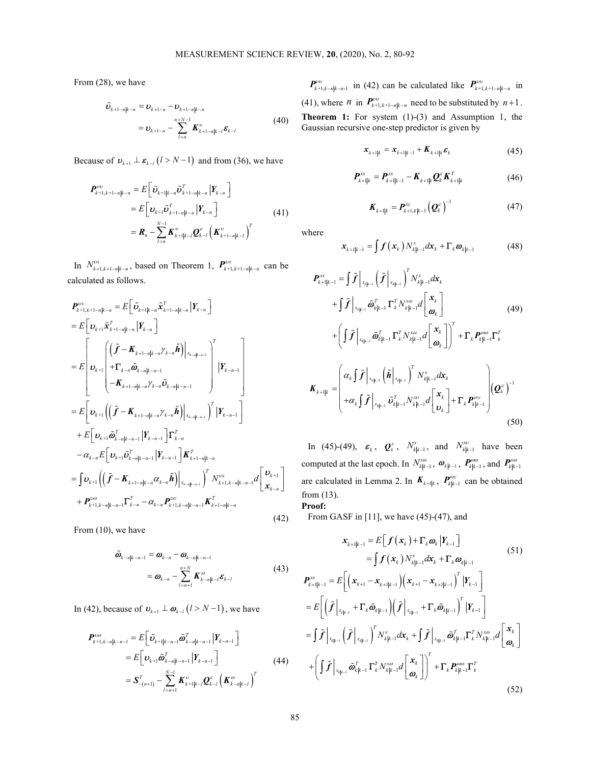From (28), we have

$$\begin{aligned}\tilde{\boldsymbol{\upsilon}}_{k+1-n|k-n} &= \boldsymbol{\upsilon}_{k+1-n} - \boldsymbol{\upsilon}_{k+1-n|k-n} \\ &= \boldsymbol{\upsilon}_{k+1-n} - \sum_{l=n}^{n+N-1} \boldsymbol{K}^{\upsilon}_{k+1-n|k-l}\boldsymbol{\varepsilon}_{k-l}\end{aligned} \tag{40}$$

Because of $\boldsymbol{\upsilon}_{k+1} \perp \boldsymbol{\varepsilon}_{k-l}\ (l > N-1)$ and from (36), we have

$$\begin{aligned}\boldsymbol{P}^{\upsilon\upsilon}_{k+1,k+1-n|k-n} &= E\left[\tilde{\boldsymbol{\upsilon}}_{k+1|k-n}\tilde{\boldsymbol{\upsilon}}^T_{k+1-n|k-n}\,\middle|\boldsymbol{Y}_{k-n}\right] \\ &= E\left[\boldsymbol{\upsilon}_{k+1}\tilde{\boldsymbol{\upsilon}}^T_{k+1-n|k-n}\,\middle|\boldsymbol{Y}_{k-n}\right] \\ &= \boldsymbol{R}_n - \sum_{l=n}^{N-1}\boldsymbol{K}^{\upsilon}_{k+1|k-l}\boldsymbol{Q}^{\varepsilon}_{k-l}\left(\boldsymbol{K}^{\upsilon}_{k+1-n|k-l}\right)^T\end{aligned} \tag{41}$$

In $N^{\upsilon x}_{k+1,k+1-n|k-n}$, based on Theorem 1, $\boldsymbol{P}^{\upsilon x}_{k+1,k+1-n|k-n}$ can be calculated as follows.

$$\begin{aligned}\boldsymbol{P}^{\upsilon x}_{k+1,k+1-n|k-n} &= E\left[\tilde{\boldsymbol{\upsilon}}_{k+1|k-n}\tilde{\boldsymbol{x}}^T_{k+1-n|k-n}\,\middle|\boldsymbol{Y}_{k-n}\right] \\ &= E\left[\boldsymbol{\upsilon}_{k+1}\tilde{\boldsymbol{x}}^T_{k+1-n|k-n}\,\middle|\boldsymbol{Y}_{k-n}\right] \\ &= E\left[\boldsymbol{\upsilon}_{k+1}\begin{pmatrix}\left(\tilde{\boldsymbol{f}} - \boldsymbol{K}_{k+1-n|k-n}\gamma_{k-n}\tilde{\boldsymbol{h}}\right)\Big|_{x_{k-n|k-n-1}} \\ +\Gamma_{k-n}\tilde{\boldsymbol{\omega}}_{k-n|k-n-1} \\ -\boldsymbol{K}_{k+1-n|k-n}\gamma_{k-n}\tilde{\boldsymbol{\upsilon}}_{k-n|k-n-1}\end{pmatrix}^T\middle|\boldsymbol{Y}_{k-n-1}\right] \\ &= E\left[\boldsymbol{\upsilon}_{k+1}\left(\left(\tilde{\boldsymbol{f}} - \boldsymbol{K}_{k+1-n|k-n}\gamma_{k-n}\tilde{\boldsymbol{h}}\right)\Big|_{x_{k-n|k-n-1}}\right)^T\middle|\boldsymbol{Y}_{k-n-1}\right] \\ &\quad + E\left[\boldsymbol{\upsilon}_{k+1}\tilde{\boldsymbol{\omega}}^T_{k-n|k-n-1}\middle|\boldsymbol{Y}_{k-n-1}\right]\Gamma^T_{k-n} \\ &\quad - \alpha_{k-n}E\left[\boldsymbol{\upsilon}_{k+1}\tilde{\boldsymbol{\upsilon}}^T_{k-n|k-n-1}\middle|\boldsymbol{Y}_{k-n-1}\right]\boldsymbol{K}^T_{k+1-n|k-n} \\ &= \int \boldsymbol{\upsilon}_{k+1}\left(\left(\tilde{\boldsymbol{f}} - \boldsymbol{K}_{k+1-n|k-n}\alpha_{k-n}\tilde{\boldsymbol{h}}\right)\Big|_{x_{k-n|k-n-1}}\right)^T N^{\upsilon x}_{k+1,k-n|k-n-1}d\begin{bmatrix}\boldsymbol{\upsilon}_{k+1} \\ \boldsymbol{x}_{k-n}\end{bmatrix} \\ &\quad + \boldsymbol{P}^{\upsilon\omega}_{k+1,k-n|k-n-1}\Gamma^T_{k-n} - \alpha_{k-n}\boldsymbol{P}^{\upsilon\upsilon}_{k+1,k-n|k-n-1}\boldsymbol{K}^T_{k+1-n|k-n}\end{aligned} \tag{42}$$

From (10), we have

$$\begin{aligned}\tilde{\boldsymbol{\omega}}_{k-n|k-n-1} &= \boldsymbol{\omega}_{k-n} - \boldsymbol{\omega}_{k-n|k-n-1} \\ &= \boldsymbol{\omega}_{k-n} - \sum_{l=n+1}^{n+N}\boldsymbol{K}^{\omega}_{k-n|k-l}\boldsymbol{\varepsilon}_{k-l}\end{aligned} \tag{43}$$

In (42), because of $\boldsymbol{\upsilon}_{k+1} \perp \boldsymbol{\omega}_{k-l}\ (l > N-1)$, we have

$$\begin{aligned}\boldsymbol{P}^{\upsilon\omega}_{k+1,k-n|k-n-1} &= E\left[\tilde{\boldsymbol{\upsilon}}_{k+1|k-n-1}\tilde{\boldsymbol{\omega}}^T_{k-n|k-n-1}\middle|\boldsymbol{Y}_{k-n-1}\right] \\ &= E\left[\boldsymbol{\upsilon}_{k+1}\tilde{\boldsymbol{\omega}}^T_{k-n|k-n-1}\middle|\boldsymbol{Y}_{k-n-1}\right] \\ &= \boldsymbol{S}^T_{-(n+1)} - \sum_{l=n+1}^{N-1}\boldsymbol{K}^{\upsilon}_{k+1|k-l}\boldsymbol{Q}^{\varepsilon}_{k-l}\left(\boldsymbol{K}^{\omega}_{k-n|k-l}\right)^T\end{aligned} \tag{44}$$

$\boldsymbol{P}^{\upsilon\upsilon}_{k+1,k-n|k-n-1}$ in (42) can be calculated like $\boldsymbol{P}^{\upsilon\upsilon}_{k+1,k+1-n|k-n}$ in (41), where $n$ in $\boldsymbol{P}^{\upsilon\upsilon}_{k+1,k+1-n|k-n}$ need to be substituted by $n+1$.

**Theorem 1:** For system (1)-(3) and Assumption 1, the Gaussian recursive one-step predictor is given by

$$\boldsymbol{x}_{k+1|k} = \boldsymbol{x}_{k+1|k-1} + \boldsymbol{K}_{k+1|k}\boldsymbol{\varepsilon}_k \tag{45}$$

$$\boldsymbol{P}^{xx}_{k+1|k} = \boldsymbol{P}^{xx}_{k+1|k-1} - \boldsymbol{K}_{k+1|k}\boldsymbol{Q}^{\varepsilon}_k\boldsymbol{K}^T_{k+1|k} \tag{46}$$

$$\boldsymbol{K}_{k+1|k} = \boldsymbol{P}^{xy}_{k+1,k|k-1}\left(\boldsymbol{Q}^{\varepsilon}_k\right)^{-1} \tag{47}$$

where

$$\boldsymbol{x}_{k+1|k-1} = \int \boldsymbol{f}\left(\boldsymbol{x}_k\right)N^x_{k|k-1}d\boldsymbol{x}_k + \Gamma_k\boldsymbol{\omega}_{k|k-1} \tag{48}$$

$$\begin{aligned}\boldsymbol{P}^{xx}_{k+1|k-1} &= \int \tilde{\boldsymbol{f}}\Big|_{x_{k|k-1}}\left(\tilde{\boldsymbol{f}}\Big|_{x_{k|k-1}}\right)^T N^x_{k|k-1}d\boldsymbol{x}_k \\ &\quad + \int \tilde{\boldsymbol{f}}\Big|_{x_{k|k-1}}\tilde{\boldsymbol{\omega}}^T_{k|k-1}\Gamma^T_k N^{x\omega}_{k|k-1}d\begin{bmatrix}\boldsymbol{x}_k \\ \boldsymbol{\omega}_k\end{bmatrix} \\ &\quad + \left(\int \tilde{\boldsymbol{f}}\Big|_{x_{k|k-1}}\tilde{\boldsymbol{\omega}}^T_{k|k-1}\Gamma^T_k N^{x\omega}_{k|k-1}d\begin{bmatrix}\boldsymbol{x}_k \\ \boldsymbol{\omega}_k\end{bmatrix}\right)^T + \Gamma_k\boldsymbol{P}^{\omega\omega}_{k|k-1}\Gamma^T_k\end{aligned} \tag{49}$$

$$\boldsymbol{K}_{k+1|k} = \begin{pmatrix}\alpha_k\int \tilde{\boldsymbol{f}}\Big|_{x_{k|k-1}}\left(\tilde{\boldsymbol{h}}\Big|_{x_{k|k-1}}\right)^T N^x_{k|k-1}d\boldsymbol{x}_k \\ +\alpha_k\int \tilde{\boldsymbol{f}}\Big|_{x_{k|k-1}}\tilde{\boldsymbol{\upsilon}}^T_{k|k-1}N^{x\upsilon}_{k|k-1}d\begin{bmatrix}\boldsymbol{x}_k \\ \boldsymbol{\upsilon}_k\end{bmatrix} + \Gamma_k\boldsymbol{P}^{\omega y}_{k|k-1}\end{pmatrix}\left(\boldsymbol{Q}^{\varepsilon}_k\right)^{-1} \tag{50}$$

In (45)-(49), $\boldsymbol{\varepsilon}_k$, $\boldsymbol{Q}^{\varepsilon}_k$, $N^x_{k|k-1}$, and $N^{x\upsilon}_{k|k-1}$ have been computed at the last epoch. In $N^{x\omega}_{k|k-1}$, $\boldsymbol{\omega}_{k|k-1}$, $\boldsymbol{P}^{\omega\omega}_{k|k-1}$, and $\boldsymbol{P}^{x\omega}_{k|k-1}$ are calculated in Lemma 2. In $\boldsymbol{K}_{k+1|k}$, $\boldsymbol{P}^{\omega y}_{k|k-1}$ can be obtained from (13).

**Proof:**

From GASF in [11], we have (45)-(47), and

$$\begin{aligned}\boldsymbol{x}_{k+1|k-1} &= E\left[\boldsymbol{f}\left(\boldsymbol{x}_k\right) + \Gamma_k\boldsymbol{\omega}_k\middle|\boldsymbol{Y}_{k-1}\right] \\ &= \int \boldsymbol{f}\left(\boldsymbol{x}_k\right)N^x_{k|k-1}d\boldsymbol{x}_k + \Gamma_k\boldsymbol{\omega}_{k|k-1}\end{aligned} \tag{51}$$

$$\begin{aligned}\boldsymbol{P}^{xx}_{k+1|k-1} &= E\left[\left(\boldsymbol{x}_{k+1} - \boldsymbol{x}_{k+1|k-1}\right)\left(\boldsymbol{x}_{k+1} - \boldsymbol{x}_{k+1|k-1}\right)^T\middle|\boldsymbol{Y}_{k-1}\right] \\ &= E\left[\left(\tilde{\boldsymbol{f}}\Big|_{x_{k|k-1}} + \Gamma_k\tilde{\boldsymbol{\omega}}_{k|k-1}\right)\left(\tilde{\boldsymbol{f}}\Big|_{x_{k|k-1}} + \Gamma_k\tilde{\boldsymbol{\omega}}_{k|k-1}\right)^T\middle|\boldsymbol{Y}_{k-1}\right] \\ &= \int \tilde{\boldsymbol{f}}\Big|_{x_{k|k-1}}\left(\tilde{\boldsymbol{f}}\Big|_{x_{k|k-1}}\right)^T N^x_{k|k-1}d\boldsymbol{x}_k + \int \tilde{\boldsymbol{f}}\Big|_{x_{k|k-1}}\tilde{\boldsymbol{\omega}}^T_{k|k-1}\Gamma^T_k N^{x\omega}_{k|k-1}d\begin{bmatrix}\boldsymbol{x}_k \\ \boldsymbol{\omega}_k\end{bmatrix} \\ &\quad + \left(\int \tilde{\boldsymbol{f}}\Big|_{x_{k|k-1}}\tilde{\boldsymbol{\omega}}^T_{k|k-1}\Gamma^T_k N^{x\omega}_{k|k-1}d\begin{bmatrix}\boldsymbol{x}_k \\ \boldsymbol{\omega}_k\end{bmatrix}\right)^T + \Gamma_k\boldsymbol{P}^{\omega\omega}_{k|k-1}\Gamma^T_k\end{aligned} \tag{52}$$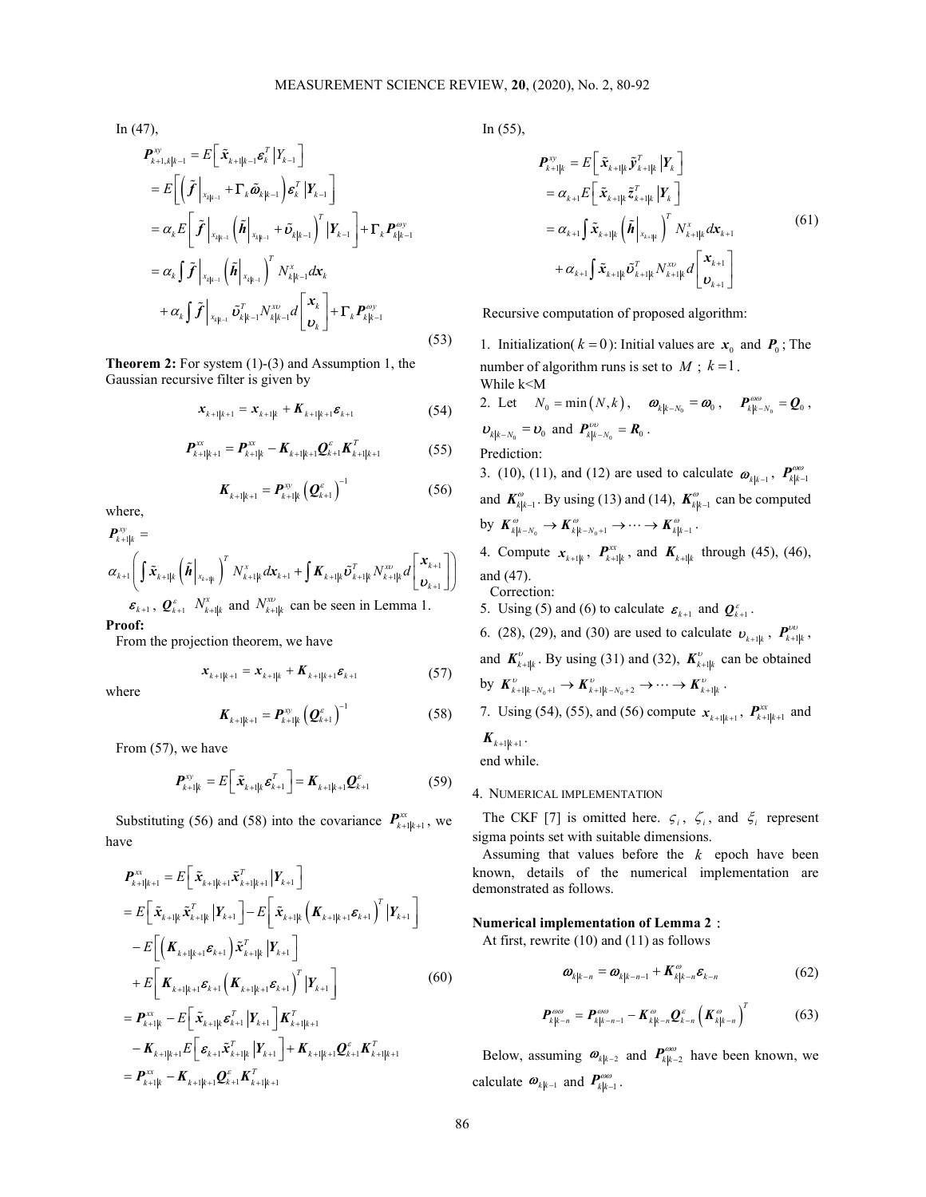In (47),

$$
\begin{aligned}
\boldsymbol{P}_{k+1,k|k-1}^{xy} &= E\left[\tilde{\boldsymbol{x}}_{k+1|k-1}\boldsymbol{\varepsilon}_k^T \left| Y_{k-1}\right.\right] \\
&= E\left[\left(\tilde{\boldsymbol{f}}\Big|_{x_{k|k-1}} + \Gamma_k \tilde{\boldsymbol{\omega}}_{k|k-1}\right)\boldsymbol{\varepsilon}_k^T \left| \boldsymbol{Y}_{k-1}\right.\right] \\
&= \alpha_k E\left[\tilde{\boldsymbol{f}}\Big|_{x_{k|k-1}}\left(\tilde{\boldsymbol{h}}\Big|_{x_{k|k-1}} + \tilde{\boldsymbol{\upsilon}}_{k|k-1}\right)^T \left|\boldsymbol{Y}_{k-1}\right.\right] + \Gamma_k \boldsymbol{P}_{k|k-1}^{\omega y} \\
&= \alpha_k \int \tilde{\boldsymbol{f}}\Big|_{x_{k|k-1}}\left(\tilde{\boldsymbol{h}}\Big|_{x_{k|k-1}}\right)^T N_{k|k-1}^x d\boldsymbol{x}_k \\
&\quad + \alpha_k \int \tilde{\boldsymbol{f}}\Big|_{x_{k|k-1}} \tilde{\boldsymbol{\upsilon}}_{k|k-1}^T N_{k|k-1}^{x\upsilon} d\begin{bmatrix}\boldsymbol{x}_k \\ \boldsymbol{\upsilon}_k\end{bmatrix} + \Gamma_k \boldsymbol{P}_{k|k-1}^{\omega y}
\end{aligned} \tag{53}
$$

**Theorem 2:** For system (1)-(3) and Assumption 1, the Gaussian recursive filter is given by

$$
\boldsymbol{x}_{k+1|k+1} = \boldsymbol{x}_{k+1|k} + \boldsymbol{K}_{k+1|k+1}\boldsymbol{\varepsilon}_{k+1} \tag{54}
$$

$$
\boldsymbol{P}_{k+1|k+1}^{xx} = \boldsymbol{P}_{k+1|k}^{xx} - \boldsymbol{K}_{k+1|k+1}\boldsymbol{Q}_{k+1}^{\varepsilon}\boldsymbol{K}_{k+1|k+1}^T \tag{55}
$$

$$
\boldsymbol{K}_{k+1|k+1} = \boldsymbol{P}_{k+1|k}^{xy}\left(\boldsymbol{Q}_{k+1}^{\varepsilon}\right)^{-1} \tag{56}
$$

where,

$$
\boldsymbol{P}_{k+1|k}^{xy} = \alpha_{k+1}\left(\int \tilde{\boldsymbol{x}}_{k+1|k}\left(\tilde{\boldsymbol{h}}\Big|_{x_{k+1|k}}\right)^T N_{k+1|k}^x d\boldsymbol{x}_{k+1} + \int \boldsymbol{K}_{k+1|k}\tilde{\boldsymbol{\upsilon}}_{k+1|k}^T N_{k+1|k}^{x\upsilon} d\begin{bmatrix}\boldsymbol{x}_{k+1} \\ \boldsymbol{\upsilon}_{k+1}\end{bmatrix}\right)
$$

$\boldsymbol{\varepsilon}_{k+1}$, $\boldsymbol{Q}_{k+1}^{\varepsilon}$ $N_{k+1|k}^x$ and $N_{k+1|k}^{x\upsilon}$ can be seen in Lemma 1.

**Proof:**

From the projection theorem, we have

$$
\boldsymbol{x}_{k+1|k+1} = \boldsymbol{x}_{k+1|k} + \boldsymbol{K}_{k+1|k+1}\boldsymbol{\varepsilon}_{k+1} \tag{57}
$$

where

$$
\boldsymbol{K}_{k+1|k+1} = \boldsymbol{P}_{k+1|k}^{xy}\left(\boldsymbol{Q}_{k+1}^{\varepsilon}\right)^{-1} \tag{58}
$$

From (57), we have

$$
\boldsymbol{P}_{k+1|k}^{xy} = E\left[\tilde{\boldsymbol{x}}_{k+1|k}\boldsymbol{\varepsilon}_{k+1}^T\right] = \boldsymbol{K}_{k+1|k+1}\boldsymbol{Q}_{k+1}^{\varepsilon} \tag{59}
$$

Substituting (56) and (58) into the covariance $\boldsymbol{P}_{k+1|k+1}^{xx}$, we have

$$
\begin{aligned}
\boldsymbol{P}_{k+1|k+1}^{xx} &= E\left[\tilde{\boldsymbol{x}}_{k+1|k+1}\tilde{\boldsymbol{x}}_{k+1|k+1}^T \left|\boldsymbol{Y}_{k+1}\right.\right] \\
&= E\left[\tilde{\boldsymbol{x}}_{k+1|k}\tilde{\boldsymbol{x}}_{k+1|k}^T \left|\boldsymbol{Y}_{k+1}\right.\right] - E\left[\tilde{\boldsymbol{x}}_{k+1|k}\left(\boldsymbol{K}_{k+1|k+1}\boldsymbol{\varepsilon}_{k+1}\right)^T \left|\boldsymbol{Y}_{k+1}\right.\right] \\
&\quad - E\left[\left(\boldsymbol{K}_{k+1|k+1}\boldsymbol{\varepsilon}_{k+1}\right)\tilde{\boldsymbol{x}}_{k+1|k}^T \left|\boldsymbol{Y}_{k+1}\right.\right] \\
&\quad + E\left[\boldsymbol{K}_{k+1|k+1}\boldsymbol{\varepsilon}_{k+1}\left(\boldsymbol{K}_{k+1|k+1}\boldsymbol{\varepsilon}_{k+1}\right)^T \left|\boldsymbol{Y}_{k+1}\right.\right] \\
&= \boldsymbol{P}_{k+1|k}^{xx} - E\left[\tilde{\boldsymbol{x}}_{k+1|k}\boldsymbol{\varepsilon}_{k+1}^T \left|\boldsymbol{Y}_{k+1}\right.\right]\boldsymbol{K}_{k+1|k+1}^T \\
&\quad - \boldsymbol{K}_{k+1|k+1}E\left[\boldsymbol{\varepsilon}_{k+1}\tilde{\boldsymbol{x}}_{k+1|k}^T \left|\boldsymbol{Y}_{k+1}\right.\right] + \boldsymbol{K}_{k+1|k+1}\boldsymbol{Q}_{k+1}^{\varepsilon}\boldsymbol{K}_{k+1|k+1}^T \\
&= \boldsymbol{P}_{k+1|k}^{xx} - \boldsymbol{K}_{k+1|k+1}\boldsymbol{Q}_{k+1}^{\varepsilon}\boldsymbol{K}_{k+1|k+1}^T
\end{aligned} \tag{60}
$$

In (55),

$$
\begin{aligned}
\boldsymbol{P}_{k+1|k}^{xy} &= E\left[\tilde{\boldsymbol{x}}_{k+1|k}\tilde{\boldsymbol{y}}_{k+1|k}^T \left|\boldsymbol{Y}_k\right.\right] \\
&= \alpha_{k+1}E\left[\tilde{\boldsymbol{x}}_{k+1|k}\tilde{\boldsymbol{z}}_{k+1|k}^T \left|\boldsymbol{Y}_k\right.\right] \\
&= \alpha_{k+1}\int \tilde{\boldsymbol{x}}_{k+1|k}\left(\tilde{\boldsymbol{h}}\Big|_{x_{k+1|k}}\right)^T N_{k+1|k}^x d\boldsymbol{x}_{k+1} \\
&\quad + \alpha_{k+1}\int \tilde{\boldsymbol{x}}_{k+1|k}\tilde{\boldsymbol{\upsilon}}_{k+1|k}^T N_{k+1|k}^{x\upsilon} d\begin{bmatrix}\boldsymbol{x}_{k+1} \\ \boldsymbol{\upsilon}_{k+1}\end{bmatrix}
\end{aligned} \tag{61}
$$

Recursive computation of proposed algorithm:

1. Initialization($k = 0$): Initial values are $\boldsymbol{x}_0$ and $\boldsymbol{P}_0$; The number of algorithm runs is set to $M$; $k = 1$.
While k<M
2. Let $N_0 = \min(N, k)$, $\boldsymbol{\omega}_{k|k-N_0} = \boldsymbol{\omega}_0$, $\boldsymbol{P}_{k|k-N_0}^{\omega\omega} = \boldsymbol{Q}_0$, $\boldsymbol{\upsilon}_{k|k-N_0} = \boldsymbol{\upsilon}_0$ and $\boldsymbol{P}_{k|k-N_0}^{\upsilon\upsilon} = \boldsymbol{R}_0$.

Prediction:

3. (10), (11), and (12) are used to calculate $\boldsymbol{\omega}_{k|k-1}$, $\boldsymbol{P}_{k|k-1}^{\omega\omega}$ and $\boldsymbol{K}_{k|k-1}^{\omega}$. By using (13) and (14), $\boldsymbol{K}_{k|k-1}^{\omega}$ can be computed by $\boldsymbol{K}_{k|k-N_0}^{\omega} \to \boldsymbol{K}_{k|k-N_0+1}^{\omega} \to \cdots \to \boldsymbol{K}_{k|k-1}^{\omega}$.
4. Compute $\boldsymbol{x}_{k+1|k}$, $\boldsymbol{P}_{k+1|k}^{xx}$, and $\boldsymbol{K}_{k+1|k}$ through (45), (46), and (47).

Correction:

5. Using (5) and (6) to calculate $\boldsymbol{\varepsilon}_{k+1}$ and $\boldsymbol{Q}_{k+1}^{\varepsilon}$.
6. (28), (29), and (30) are used to calculate $\boldsymbol{\upsilon}_{k+1|k}$, $\boldsymbol{P}_{k+1|k}^{\upsilon\upsilon}$, and $\boldsymbol{K}_{k+1|k}^{\upsilon}$. By using (31) and (32), $\boldsymbol{K}_{k+1|k}^{\upsilon}$ can be obtained by $\boldsymbol{K}_{k+1|k-N_0+1}^{\upsilon} \to \boldsymbol{K}_{k+1|k-N_0+2}^{\upsilon} \to \cdots \to \boldsymbol{K}_{k+1|k}^{\upsilon}$.
7. Using (54), (55), and (56) compute $\boldsymbol{x}_{k+1|k+1}$, $\boldsymbol{P}_{k+1|k+1}^{xx}$ and $\boldsymbol{K}_{k+1|k+1}$.

end while.

## 4. NUMERICAL IMPLEMENTATION

The CKF [7] is omitted here. $\varsigma_i$, $\zeta_i$, and $\xi_i$ represent sigma points set with suitable dimensions.

Assuming that values before the $k$ epoch have been known, details of the numerical implementation are demonstrated as follows.

**Numerical implementation of Lemma 2:**

At first, rewrite (10) and (11) as follows

$$
\boldsymbol{\omega}_{k|k-n} = \boldsymbol{\omega}_{k|k-n-1} + \boldsymbol{K}_{k|k-n}^{\omega}\boldsymbol{\varepsilon}_{k-n} \tag{62}
$$

$$
\boldsymbol{P}_{k|k-n}^{\omega\omega} = \boldsymbol{P}_{k|k-n-1}^{\omega\omega} - \boldsymbol{K}_{k|k-n}^{\omega}\boldsymbol{Q}_{k-n}^{\varepsilon}\left(\boldsymbol{K}_{k|k-n}^{\omega}\right)^T \tag{63}
$$

Below, assuming $\boldsymbol{\omega}_{k|k-2}$ and $\boldsymbol{P}_{k|k-2}^{\omega\omega}$ have been known, we calculate $\boldsymbol{\omega}_{k|k-1}$ and $\boldsymbol{P}_{k|k-1}^{\omega\omega}$.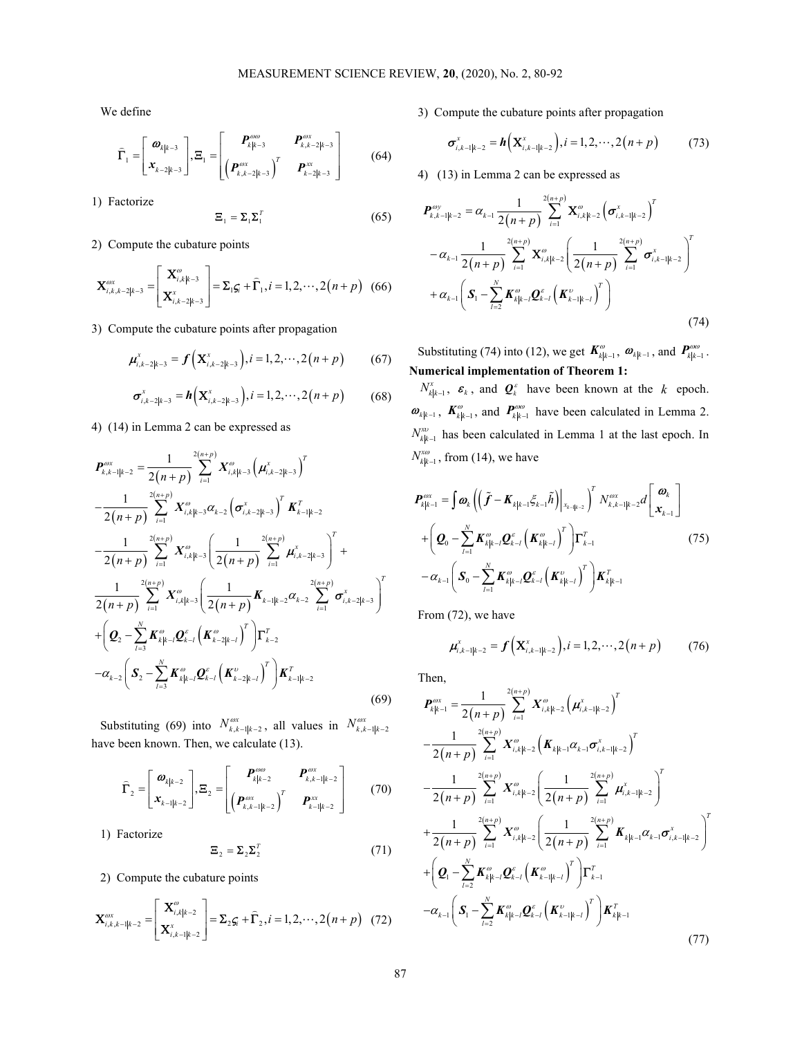We define

$$\widehat{\Gamma}_1 = \begin{bmatrix} \boldsymbol{\omega}_{k|k-3} \\ \boldsymbol{x}_{k-2|k-3} \end{bmatrix}, \Xi_1 = \begin{bmatrix} \boldsymbol{P}^{\omega\omega}_{k|k-3} & \boldsymbol{P}^{\omega x}_{k,k-2|k-3} \\ \left(\boldsymbol{P}^{\omega x}_{k,k-2|k-3}\right)^T & \boldsymbol{P}^{xx}_{k-2|k-3} \end{bmatrix} \tag{64}$$

1) Factorize

$$\Xi_1 = \Sigma_1 \Sigma_1^T \tag{65}$$

2) Compute the cubature points

$$\mathbf{X}^{\omega x}_{i,k,k-2|k-3} = \begin{bmatrix} \mathbf{X}^{\omega}_{i,k|k-3} \\ \mathbf{X}^{x}_{i,k-2|k-3} \end{bmatrix} = \Sigma_1 \varsigma_i + \widehat{\Gamma}_1, i = 1,2,\cdots,2(n+p) \tag{66}$$

3) Compute the cubature points after propagation

$$\boldsymbol{\mu}^{x}_{i,k-2|k-3} = \boldsymbol{f}\left(\mathbf{X}^{x}_{i,k-2|k-3}\right), i = 1,2,\cdots,2(n+p) \tag{67}$$

$$\boldsymbol{\sigma}^{x}_{i,k-2|k-3} = \boldsymbol{h}\left(\mathbf{X}^{x}_{i,k-2|k-3}\right), i = 1,2,\cdots,2(n+p) \tag{68}$$

4) (14) in Lemma 2 can be expressed as

$$\begin{aligned}
\boldsymbol{P}^{\omega x}_{k,k-1|k-2} &= \frac{1}{2(n+p)} \sum_{i=1}^{2(n+p)} \boldsymbol{X}^{\omega}_{i,k|k-3}\left(\boldsymbol{\mu}^{x}_{i,k-2|k-3}\right)^T \\
&- \frac{1}{2(n+p)} \sum_{i=1}^{2(n+p)} \boldsymbol{X}^{\omega}_{i,k|k-3} \alpha_{k-2} \left(\boldsymbol{\sigma}^{x}_{i,k-2|k-3}\right)^T \boldsymbol{K}^T_{k-1|k-2} \\
&- \frac{1}{2(n+p)} \sum_{i=1}^{2(n+p)} \boldsymbol{X}^{\omega}_{i,k|k-3} \left(\frac{1}{2(n+p)} \sum_{i=1}^{2(n+p)} \boldsymbol{\mu}^{x}_{i,k-2|k-3}\right)^T + \\
&\frac{1}{2(n+p)} \sum_{i=1}^{2(n+p)} \boldsymbol{X}^{\omega}_{i,k|k-3} \left(\frac{1}{2(n+p)} \boldsymbol{K}_{k-1|k-2} \alpha_{k-2} \sum_{i=1}^{2(n+p)} \boldsymbol{\sigma}^{x}_{i,k-2|k-3}\right)^T \\
&+ \left(\boldsymbol{Q}_2 - \sum_{l=3}^{N} \boldsymbol{K}^{\omega}_{k|k-l} \boldsymbol{Q}^{\varepsilon}_{k-l} \left(\boldsymbol{K}^{\omega}_{k-2|k-l}\right)^T\right) \Gamma^T_{k-2} \\
&- \alpha_{k-2} \left(\boldsymbol{S}_2 - \sum_{l=3}^{N} \boldsymbol{K}^{\omega}_{k|k-l} \boldsymbol{Q}^{\varepsilon}_{k-l} \left(\boldsymbol{K}^{\upsilon}_{k-2|k-l}\right)^T\right) \boldsymbol{K}^T_{k-1|k-2}
\end{aligned} \tag{69}$$

Substituting (69) into $N^{\omega x}_{k,k-1|k-2}$, all values in $N^{\omega x}_{k,k-1|k-2}$ have been known. Then, we calculate (13).

$$\widehat{\Gamma}_2 = \begin{bmatrix} \boldsymbol{\omega}_{k|k-2} \\ \boldsymbol{x}_{k-1|k-2} \end{bmatrix}, \Xi_2 = \begin{bmatrix} \boldsymbol{P}^{\omega\omega}_{k|k-2} & \boldsymbol{P}^{\omega x}_{k,k-1|k-2} \\ \left(\boldsymbol{P}^{\omega x}_{k,k-1|k-2}\right)^T & \boldsymbol{P}^{xx}_{k-1|k-2} \end{bmatrix} \tag{70}$$

1) Factorize

$$\Xi_2 = \Sigma_2 \Sigma_2^T \tag{71}$$

2) Compute the cubature points

$$\mathbf{X}^{\omega x}_{i,k,k-1|k-2} = \begin{bmatrix} \mathbf{X}^{\omega}_{i,k|k-2} \\ \mathbf{X}^{x}_{i,k-1|k-2} \end{bmatrix} = \Sigma_2 \varsigma_i + \widehat{\Gamma}_2, i = 1,2,\cdots,2(n+p) \tag{72}$$

3) Compute the cubature points after propagation

$$\boldsymbol{\sigma}^{x}_{i,k-1|k-2} = \boldsymbol{h}\left(\mathbf{X}^{x}_{i,k-1|k-2}\right), i = 1,2,\cdots,2(n+p) \tag{73}$$

4) (13) in Lemma 2 can be expressed as

$$\begin{aligned}
\boldsymbol{P}^{\omega y}_{k,k-1|k-2} &= \alpha_{k-1} \frac{1}{2(n+p)} \sum_{i=1}^{2(n+p)} \mathbf{X}^{\omega}_{i,k|k-2} \left(\boldsymbol{\sigma}^{x}_{i,k-1|k-2}\right)^T \\
&- \alpha_{k-1} \frac{1}{2(n+p)} \sum_{i=1}^{2(n+p)} \mathbf{X}^{\omega}_{i,k|k-2} \left(\frac{1}{2(n+p)} \sum_{i=1}^{2(n+p)} \boldsymbol{\sigma}^{x}_{i,k-1|k-2}\right)^T \\
&+ \alpha_{k-1} \left(\boldsymbol{S}_1 - \sum_{l=2}^{N} \boldsymbol{K}^{\omega}_{k|k-l} \boldsymbol{Q}^{\varepsilon}_{k-l} \left(\boldsymbol{K}^{\upsilon}_{k-1|k-l}\right)^T\right)
\end{aligned} \tag{74}$$

Substituting (74) into (12), we get $\boldsymbol{K}^{\omega}_{k|k-1}$, $\boldsymbol{\omega}_{k|k-1}$, and $\boldsymbol{P}^{\omega\omega}_{k|k-1}$.

**Numerical implementation of Theorem 1:**

$N^{x}_{k|k-1}$, $\boldsymbol{\varepsilon}_k$, and $\boldsymbol{Q}^{\varepsilon}_k$ have been known at the $k$ epoch. $\boldsymbol{\omega}_{k|k-1}$, $\boldsymbol{K}^{\omega}_{k|k-1}$, and $\boldsymbol{P}^{\omega\omega}_{k|k-1}$ have been calculated in Lemma 2. $N^{x\upsilon}_{k|k-1}$ has been calculated in Lemma 1 at the last epoch. In $N^{x\omega}_{k|k-1}$, from (14), we have

$$\begin{aligned}
\boldsymbol{P}^{\omega x}_{k|k-1} &= \int \boldsymbol{\omega}_k \left(\left(\tilde{\boldsymbol{f}} - \boldsymbol{K}_{k|k-1} \xi_{k-1} \tilde{h}\right)\Big|_{x_{k-1|k-2}}\right)^T N^{\omega x}_{k,k-1|k-2} d\begin{bmatrix} \boldsymbol{\omega}_k \\ \boldsymbol{x}_{k-1} \end{bmatrix} \\
&+ \left(\boldsymbol{Q}_0 - \sum_{l=1}^{N} \boldsymbol{K}^{\omega}_{k|k-l} \boldsymbol{Q}^{\varepsilon}_{k-l} \left(\boldsymbol{K}^{\omega}_{k|k-l}\right)^T\right) \Gamma^T_{k-1} \\
&- \alpha_{k-1} \left(\boldsymbol{S}_0 - \sum_{l=1}^{N} \boldsymbol{K}^{\omega}_{k|k-l} \boldsymbol{Q}^{\varepsilon}_{k-l} \left(\boldsymbol{K}^{\upsilon}_{k|k-l}\right)^T\right) \boldsymbol{K}^T_{k|k-1}
\end{aligned} \tag{75}$$

From (72), we have

$$\boldsymbol{\mu}^{x}_{i,k-1|k-2} = \boldsymbol{f}\left(\mathbf{X}^{x}_{i,k-1|k-2}\right), i = 1,2,\cdots,2(n+p) \tag{76}$$

Then,

$$\begin{aligned}
\boldsymbol{P}^{\omega x}_{k|k-1} &= \frac{1}{2(n+p)} \sum_{i=1}^{2(n+p)} \boldsymbol{X}^{\omega}_{i,k|k-2} \left(\boldsymbol{\mu}^{x}_{i,k-1|k-2}\right)^T \\
&- \frac{1}{2(n+p)} \sum_{i=1}^{2(n+p)} \boldsymbol{X}^{\omega}_{i,k|k-2} \left(\boldsymbol{K}_{k|k-1} \alpha_{k-1} \boldsymbol{\sigma}^{x}_{i,k-1|k-2}\right)^T \\
&- \frac{1}{2(n+p)} \sum_{i=1}^{2(n+p)} \boldsymbol{X}^{\omega}_{i,k|k-2} \left(\frac{1}{2(n+p)} \sum_{i=1}^{2(n+p)} \boldsymbol{\mu}^{x}_{i,k-1|k-2}\right)^T \\
&+ \frac{1}{2(n+p)} \sum_{i=1}^{2(n+p)} \boldsymbol{X}^{\omega}_{i,k|k-2} \left(\frac{1}{2(n+p)} \sum_{i=1}^{2(n+p)} \boldsymbol{K}_{k|k-1} \alpha_{k-1} \boldsymbol{\sigma}^{x}_{i,k-1|k-2}\right)^T \\
&+ \left(\boldsymbol{Q}_1 - \sum_{l=2}^{N} \boldsymbol{K}^{\omega}_{k|k-l} \boldsymbol{Q}^{\varepsilon}_{k-l} \left(\boldsymbol{K}^{\omega}_{k-1|k-l}\right)^T\right) \Gamma^T_{k-1} \\
&- \alpha_{k-1} \left(\boldsymbol{S}_1 - \sum_{l=2}^{N} \boldsymbol{K}^{\omega}_{k|k-l} \boldsymbol{Q}^{\varepsilon}_{k-l} \left(\boldsymbol{K}^{\upsilon}_{k-1|k-l}\right)^T\right) \boldsymbol{K}^T_{k|k-1}
\end{aligned} \tag{77}$$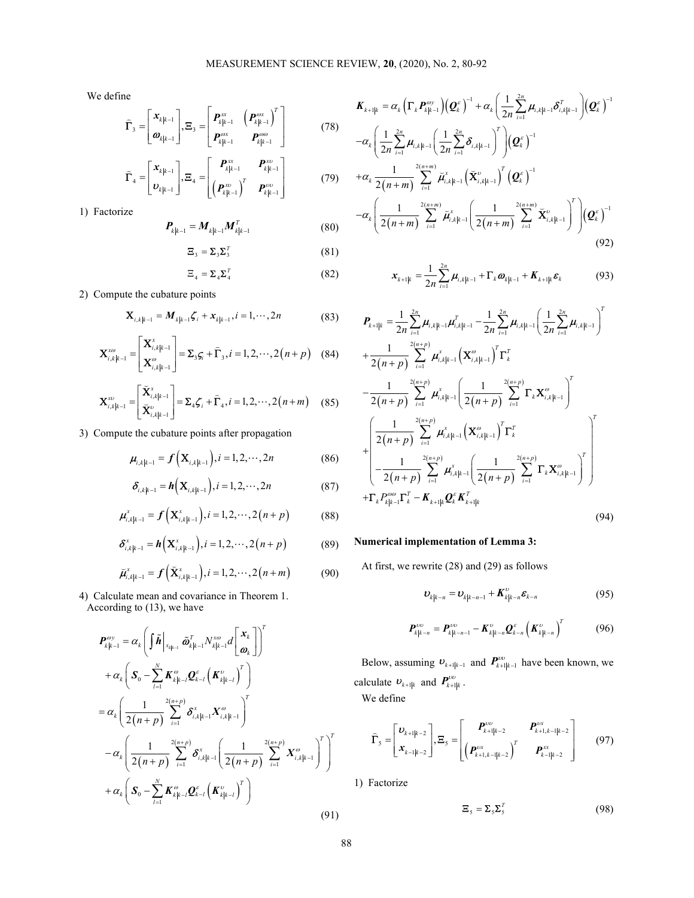We define

$$\bar{\Gamma}_3 = \begin{bmatrix} \boldsymbol{x}_{k|k-1} \\ \boldsymbol{\omega}_{k|k-1} \end{bmatrix}, \Xi_3 = \begin{bmatrix} \boldsymbol{P}^{xx}_{k|k-1} & \left(\boldsymbol{P}^{\omega x}_{k|k-1}\right)^T \\ \boldsymbol{P}^{\omega x}_{k|k-1} & \boldsymbol{P}^{\omega\omega}_{k|k-1} \end{bmatrix} \tag{78}$$

$$\bar{\Gamma}_4 = \begin{bmatrix} \boldsymbol{x}_{k|k-1} \\ \boldsymbol{\upsilon}_{k|k-1} \end{bmatrix}, \Xi_4 = \begin{bmatrix} \boldsymbol{P}^{xx}_{k|k-1} & \boldsymbol{P}^{x\upsilon}_{k|k-1} \\ \left(\boldsymbol{P}^{x\upsilon}_{k|k-1}\right)^T & \boldsymbol{P}^{\upsilon\upsilon}_{k|k-1} \end{bmatrix} \tag{79}$$

1) Factorize

$$\boldsymbol{P}_{k|k-1} = \boldsymbol{M}_{k|k-1}\boldsymbol{M}^T_{k|k-1} \tag{80}$$

$$\Xi_3 = \Sigma_3\Sigma_3^T \tag{81}$$

$$\Xi_4 = \Sigma_4\Sigma_4^T \tag{82}$$

2) Compute the cubature points

$$\mathbf{X}_{i,k|k-1} = \boldsymbol{M}_{k|k-1}\boldsymbol{\zeta}_i + \boldsymbol{x}_{k|k-1}, i = 1,\cdots,2n \tag{83}$$

$$\mathbf{X}^{x\omega}_{i,k|k-1} = \begin{bmatrix} \mathbf{X}^x_{i,k|k-1} \\ \mathbf{X}^\omega_{i,k|k-1} \end{bmatrix} = \Sigma_3\varsigma_i + \bar{\Gamma}_3, i = 1,2,\cdots,2(n+p) \tag{84}$$

$$\mathbf{X}^{x\upsilon}_{i,k|k-1} = \begin{bmatrix} \breve{\mathbf{X}}^x_{i,k|k-1} \\ \breve{\mathbf{X}}^\upsilon_{i,k|k-1} \end{bmatrix} = \Sigma_4\zeta_i + \bar{\Gamma}_4, i = 1,2,\cdots,2(n+m) \tag{85}$$

3) Compute the cubature points after propagation

$$\boldsymbol{\mu}_{i,k|k-1} = \boldsymbol{f}\left(\mathbf{X}_{i,k|k-1}\right), i = 1,2,\cdots,2n \tag{86}$$

$$\boldsymbol{\delta}_{i,k|k-1} = \boldsymbol{h}\left(\mathbf{X}_{i,k|k-1}\right), i = 1,2,\cdots,2n \tag{87}$$

$$\boldsymbol{\mu}^x_{i,k|k-1} = \boldsymbol{f}\left(\mathbf{X}^x_{i,k|k-1}\right), i = 1,2,\cdots,2(n+p) \tag{88}$$

$$\boldsymbol{\delta}^x_{i,k|k-1} = \boldsymbol{h}\left(\mathbf{X}^x_{i,k|k-1}\right), i = 1,2,\cdots,2(n+p) \tag{89}$$

$$\breve{\boldsymbol{\mu}}^x_{i,k|k-1} = \boldsymbol{f}\left(\breve{\mathbf{X}}^x_{i,k|k-1}\right), i = 1,2,\cdots,2(n+m) \tag{90}$$

4) Calculate mean and covariance in Theorem 1. According to (13), we have

$$\begin{aligned}
\boldsymbol{P}^{\omega y}_{k|k-1} &= \alpha_k\left(\int \tilde{\boldsymbol{h}}\Big|_{x_{k|k-1}} \tilde{\boldsymbol{\omega}}^T_{k|k-1} N^{x\omega}_{k|k-1} d\begin{bmatrix} \boldsymbol{x}_k \\ \boldsymbol{\omega}_k \end{bmatrix}\right)^T \\
&+ \alpha_k\left(\boldsymbol{S}_0 - \sum_{l=1}^{N} \boldsymbol{K}^\omega_{k|k-l}\boldsymbol{Q}^\varepsilon_{k-l}\left(\boldsymbol{K}^\upsilon_{k|k-l}\right)^T\right) \\
&= \alpha_k\left(\frac{1}{2(n+p)}\sum_{i=1}^{2(n+p)} \boldsymbol{\delta}^x_{i,k|k-1}\boldsymbol{X}^\omega_{i,k|k-1}\right)^T \\
&- \alpha_k\left(\frac{1}{2(n+p)}\sum_{i=1}^{2(n+p)} \boldsymbol{\delta}^x_{i,k|k-1}\left(\frac{1}{2(n+p)}\sum_{i=1}^{2(n+p)} \boldsymbol{X}^\omega_{i,k|k-1}\right)^T\right)^T \\
&+ \alpha_k\left(\boldsymbol{S}_0 - \sum_{l=1}^{N} \boldsymbol{K}^\omega_{k|k-l}\boldsymbol{Q}^\varepsilon_{k-l}\left(\boldsymbol{K}^\upsilon_{k|k-l}\right)^T\right)
\end{aligned} \tag{91}$$

$$\begin{aligned}
\boldsymbol{K}_{k+1|k} &= \alpha_k\left(\Gamma_k\boldsymbol{P}^{\omega y}_{k|k-1}\right)\left(\boldsymbol{Q}^\varepsilon_k\right)^{-1} + \alpha_k\left(\frac{1}{2n}\sum_{i=1}^{2n}\boldsymbol{\mu}_{i,k|k-1}\boldsymbol{\delta}^T_{i,k|k-1}\right)\left(\boldsymbol{Q}^\varepsilon_k\right)^{-1} \\
&- \alpha_k\left(\frac{1}{2n}\sum_{i=1}^{2n}\boldsymbol{\mu}_{i,k|k-1}\left(\frac{1}{2n}\sum_{i=1}^{2n}\boldsymbol{\delta}_{i,k|k-1}\right)^T\right)\left(\boldsymbol{Q}^\varepsilon_k\right)^{-1} \\
&+ \alpha_k\frac{1}{2(n+m)}\sum_{i=1}^{2(n+m)}\breve{\boldsymbol{\mu}}^x_{i,k|k-1}\left(\breve{\mathbf{X}}^\upsilon_{i,k|k-1}\right)^T\left(\boldsymbol{Q}^\varepsilon_k\right)^{-1} \\
&- \alpha_k\left(\frac{1}{2(n+m)}\sum_{i=1}^{2(n+m)}\breve{\boldsymbol{\mu}}^x_{i,k|k-1}\left(\frac{1}{2(n+m)}\sum_{i=1}^{2(n+m)}\breve{\mathbf{X}}^\upsilon_{i,k|k-1}\right)^T\right)\left(\boldsymbol{Q}^\varepsilon_k\right)^{-1}
\end{aligned} \tag{92}$$

$$\boldsymbol{x}_{k+1|k} = \frac{1}{2n}\sum_{i=1}^{2n}\boldsymbol{\mu}_{i,k|k-1} + \Gamma_k\boldsymbol{\omega}_{k|k-1} + \boldsymbol{K}_{k+1|k}\boldsymbol{\varepsilon}_k \tag{93}$$

$$\begin{aligned}
\boldsymbol{P}_{k+1|k} &= \frac{1}{2n}\sum_{i=1}^{2n}\boldsymbol{\mu}_{i,k|k-1}\boldsymbol{\mu}^T_{i,k|k-1} - \frac{1}{2n}\sum_{i=1}^{2n}\boldsymbol{\mu}_{i,k|k-1}\left(\frac{1}{2n}\sum_{i=1}^{2n}\boldsymbol{\mu}_{i,k|k-1}\right)^T \\
&+ \frac{1}{2(n+p)}\sum_{i=1}^{2(n+p)}\boldsymbol{\mu}^x_{i,k|k-1}\left(\mathbf{X}^\omega_{i,k|k-1}\right)^T\Gamma^T_k \\
&- \frac{1}{2(n+p)}\sum_{i=1}^{2(n+p)}\boldsymbol{\mu}^x_{i,k|k-1}\left(\frac{1}{2(n+p)}\sum_{i=1}^{2(n+p)}\Gamma_k\mathbf{X}^\omega_{i,k|k-1}\right)^T \\
&+ \left(\begin{array}{l}\dfrac{1}{2(n+p)}\displaystyle\sum_{i=1}^{2(n+p)}\boldsymbol{\mu}^x_{i,k|k-1}\left(\mathbf{X}^\omega_{i,k|k-1}\right)^T\Gamma^T_k \\ -\dfrac{1}{2(n+p)}\displaystyle\sum_{i=1}^{2(n+p)}\boldsymbol{\mu}^x_{i,k|k-1}\left(\dfrac{1}{2(n+p)}\displaystyle\sum_{i=1}^{2(n+p)}\Gamma_k\mathbf{X}^\omega_{i,k|k-1}\right)^T\end{array}\right)^T \\
&+ \Gamma_k P^{\omega\omega}_{k|k-1}\Gamma^T_k - \boldsymbol{K}_{k+1|k}\boldsymbol{Q}^\varepsilon_k\boldsymbol{K}^T_{k+1|k}
\end{aligned} \tag{94}$$

**Numerical implementation of Lemma 3:**

At first, we rewrite (28) and (29) as follows

$$\boldsymbol{\upsilon}_{k|k-n} = \boldsymbol{\upsilon}_{k|k-n-1} + \boldsymbol{K}^\upsilon_{k|k-n}\boldsymbol{\varepsilon}_{k-n} \tag{95}$$

$$\boldsymbol{P}^{\upsilon\upsilon}_{k|k-n} = \boldsymbol{P}^{\upsilon\upsilon}_{k|k-n-1} - \boldsymbol{K}^\upsilon_{k|k-n}\boldsymbol{Q}^\varepsilon_{k-n}\left(\boldsymbol{K}^\upsilon_{k|k-n}\right)^T \tag{96}$$

Below, assuming $\boldsymbol{\upsilon}_{k+1|k-1}$ and $\boldsymbol{P}^{\upsilon\upsilon}_{k+1|k-1}$ have been known, we calculate $\boldsymbol{\upsilon}_{k+1|k}$ and $\boldsymbol{P}^{\upsilon\upsilon}_{k+1|k}$.

We define

$$\bar{\Gamma}_5 = \begin{bmatrix} \boldsymbol{\upsilon}_{k+1|k-2} \\ \boldsymbol{x}_{k-1|k-2} \end{bmatrix}, \Xi_5 = \begin{bmatrix} \boldsymbol{P}^{\upsilon\upsilon}_{k+1|k-2} & \boldsymbol{P}^{\upsilon x}_{k+1,k-1|k-2} \\ \left(\boldsymbol{P}^{\upsilon x}_{k+1,k-1|k-2}\right)^T & \boldsymbol{P}^{xx}_{k-1|k-2} \end{bmatrix} \tag{97}$$

1) Factorize

$$\Xi_5 = \Sigma_5\Sigma_5^T \tag{98}$$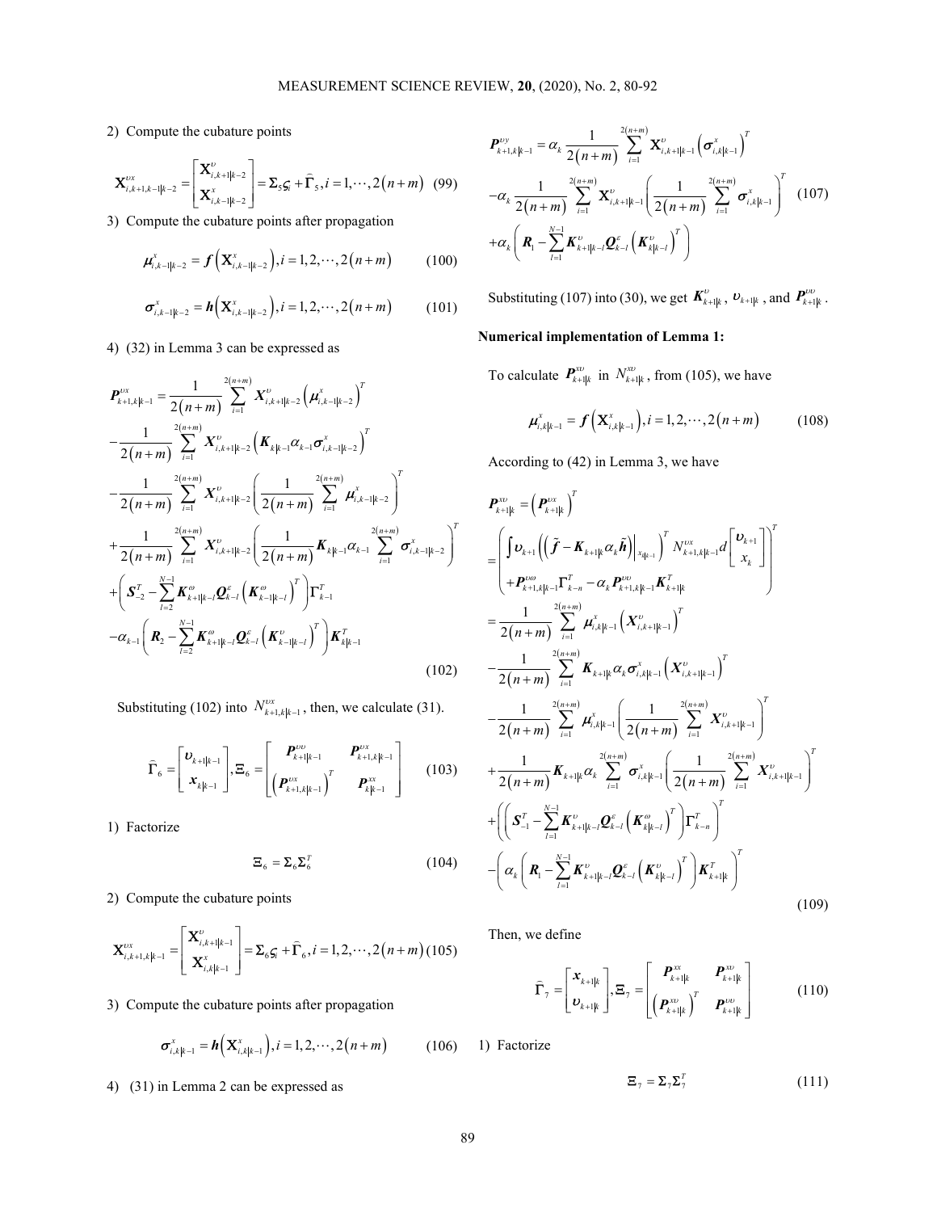2) Compute the cubature points

$$\mathbf{X}_{i,k+1,k-1|k-2}^{\upsilon x} = \begin{bmatrix} \mathbf{X}_{i,k+1|k-2}^{\upsilon} \\ \mathbf{X}_{i,k-1|k-2}^{x} \end{bmatrix} = \Sigma_5 \varsigma_i + \widehat{\Gamma}_5, i = 1, \cdots, 2(n+m) \quad (99)$$

3) Compute the cubature points after propagation

$$\boldsymbol{\mu}_{i,k-1|k-2}^{x} = \boldsymbol{f}\left(\mathbf{X}_{i,k-1|k-2}^{x}\right), i = 1, 2, \cdots, 2(n+m) \quad (100)$$

$$\boldsymbol{\sigma}_{i,k-1|k-2}^{x} = \boldsymbol{h}\left(\mathbf{X}_{i,k-1|k-2}^{x}\right), i = 1, 2, \cdots, 2(n+m) \quad (101)$$

4) (32) in Lemma 3 can be expressed as

$$\begin{aligned}
\boldsymbol{P}_{k+1,k|k-1}^{\upsilon x} &= \frac{1}{2(n+m)} \sum_{i=1}^{2(n+m)} \boldsymbol{X}_{i,k+1|k-2}^{\upsilon} \left(\boldsymbol{\mu}_{i,k-1|k-2}^{x}\right)^T \\
&- \frac{1}{2(n+m)} \sum_{i=1}^{2(n+m)} \boldsymbol{X}_{i,k+1|k-2}^{\upsilon} \left(\boldsymbol{K}_{k|k-1} \alpha_{k-1} \boldsymbol{\sigma}_{i,k-1|k-2}^{x}\right)^T \\
&- \frac{1}{2(n+m)} \sum_{i=1}^{2(n+m)} \boldsymbol{X}_{i,k+1|k-2}^{\upsilon} \left(\frac{1}{2(n+m)} \sum_{i=1}^{2(n+m)} \boldsymbol{\mu}_{i,k-1|k-2}^{x}\right)^T \\
&+ \frac{1}{2(n+m)} \sum_{i=1}^{2(n+m)} \boldsymbol{X}_{i,k+1|k-2}^{\upsilon} \left(\frac{1}{2(n+m)} \boldsymbol{K}_{k|k-1} \alpha_{k-1} \sum_{i=1}^{2(n+m)} \boldsymbol{\sigma}_{i,k-1|k-2}^{x}\right)^T \\
&+ \left(\boldsymbol{S}_{-2}^T - \sum_{l=2}^{N-1} \boldsymbol{K}_{k+1|k-l}^{\omega} \boldsymbol{Q}_{k-l}^{\varepsilon} \left(\boldsymbol{K}_{k-1|k-l}^{\omega}\right)^T\right) \Gamma_{k-1}^T \\
&- \alpha_{k-1} \left(\boldsymbol{R}_2 - \sum_{l=2}^{N-1} \boldsymbol{K}_{k+1|k-l}^{\omega} \boldsymbol{Q}_{k-l}^{\varepsilon} \left(\boldsymbol{K}_{k-1|k-l}^{\upsilon}\right)^T\right) \boldsymbol{K}_{k|k-1}^T
\end{aligned} \quad (102)$$

Substituting (102) into $N_{k+1,k|k-1}^{\upsilon x}$, then, we calculate (31).

$$\widehat{\Gamma}_6 = \begin{bmatrix} \boldsymbol{\upsilon}_{k+1|k-1} \\ \boldsymbol{x}_{k|k-1} \end{bmatrix}, \Xi_6 = \begin{bmatrix} \boldsymbol{P}_{k+1|k-1}^{\upsilon\upsilon} & \boldsymbol{P}_{k+1,k|k-1}^{\upsilon x} \\ \left(\boldsymbol{P}_{k+1,k|k-1}^{\upsilon x}\right)^T & \boldsymbol{P}_{k|k-1}^{xx} \end{bmatrix} \quad (103)$$

1) Factorize

$$\Xi_6 = \Sigma_6 \Sigma_6^T \quad (104)$$

2) Compute the cubature points

$$\mathbf{X}_{i,k+1,k|k-1}^{\upsilon x} = \begin{bmatrix} \mathbf{X}_{i,k+1|k-1}^{\upsilon} \\ \mathbf{X}_{i,k|k-1}^{x} \end{bmatrix} = \Sigma_6 \varsigma_i + \widehat{\Gamma}_6, i = 1, 2, \cdots, 2(n+m) \quad (105)$$

3) Compute the cubature points after propagation

$$\boldsymbol{\sigma}_{i,k|k-1}^{x} = \boldsymbol{h}\left(\mathbf{X}_{i,k|k-1}^{x}\right), i = 1, 2, \cdots, 2(n+m) \quad (106)$$

4) (31) in Lemma 2 can be expressed as

$$\begin{aligned}
\boldsymbol{P}_{k+1,k|k-1}^{\upsilon y} &= \alpha_k \frac{1}{2(n+m)} \sum_{i=1}^{2(n+m)} \mathbf{X}_{i,k+1|k-1}^{\upsilon} \left(\boldsymbol{\sigma}_{i,k|k-1}^{x}\right)^T \\
&- \alpha_k \frac{1}{2(n+m)} \sum_{i=1}^{2(n+m)} \mathbf{X}_{i,k+1|k-1}^{\upsilon} \left(\frac{1}{2(n+m)} \sum_{i=1}^{2(n+m)} \boldsymbol{\sigma}_{i,k|k-1}^{x}\right)^T \\
&+ \alpha_k \left(\boldsymbol{R}_1 - \sum_{l=1}^{N-1} \boldsymbol{K}_{k+1|k-l}^{\upsilon} \boldsymbol{Q}_{k-l}^{\varepsilon} \left(\boldsymbol{K}_{k|k-l}^{\upsilon}\right)^T\right)
\end{aligned} \quad (107)$$

Substituting (107) into (30), we get $\boldsymbol{K}_{k+1|k}^{\upsilon}$, $\upsilon_{k+1|k}$, and $\boldsymbol{P}_{k+1|k}^{\upsilon\upsilon}$.

**Numerical implementation of Lemma 1:**

To calculate $\boldsymbol{P}_{k+1|k}^{x\upsilon}$ in $N_{k+1|k}^{x\upsilon}$, from (105), we have

$$\boldsymbol{\mu}_{i,k|k-1}^{x} = \boldsymbol{f}\left(\mathbf{X}_{i,k|k-1}^{x}\right), i = 1, 2, \cdots, 2(n+m) \quad (108)$$

According to (42) in Lemma 3, we have

$$\begin{aligned}
\boldsymbol{P}_{k+1|k}^{x\upsilon} &= \left(\boldsymbol{P}_{k+1|k}^{\upsilon x}\right)^T \\
&= \begin{pmatrix} \int \boldsymbol{\upsilon}_{k+1} \left(\left(\tilde{\boldsymbol{f}} - \boldsymbol{K}_{k+1|k} \alpha_k \tilde{\boldsymbol{h}}\right)\Big|_{x_{k|k-1}}\right)^T N_{k+1,k|k-1}^{\upsilon x} d \begin{bmatrix} \boldsymbol{\upsilon}_{k+1} \\ x_k \end{bmatrix} \\ + \boldsymbol{P}_{k+1,k|k-1}^{\upsilon\omega} \Gamma_{k-n}^T - \alpha_k \boldsymbol{P}_{k+1,k|k-1}^{\upsilon\upsilon} \boldsymbol{K}_{k+1|k}^T \end{pmatrix}^T \\
&= \frac{1}{2(n+m)} \sum_{i=1}^{2(n+m)} \boldsymbol{\mu}_{i,k|k-1}^{x} \left(\boldsymbol{X}_{i,k+1|k-1}^{\upsilon}\right)^T \\
&- \frac{1}{2(n+m)} \sum_{i=1}^{2(n+m)} \boldsymbol{K}_{k+1|k} \alpha_k \boldsymbol{\sigma}_{i,k|k-1}^{x} \left(\boldsymbol{X}_{i,k+1|k-1}^{\upsilon}\right)^T \\
&- \frac{1}{2(n+m)} \sum_{i=1}^{2(n+m)} \boldsymbol{\mu}_{i,k|k-1}^{x} \left(\frac{1}{2(n+m)} \sum_{i=1}^{2(n+m)} \boldsymbol{X}_{i,k+1|k-1}^{\upsilon}\right)^T \\
&+ \frac{1}{2(n+m)} \boldsymbol{K}_{k+1|k} \alpha_k \sum_{i=1}^{2(n+m)} \boldsymbol{\sigma}_{i,k|k-1}^{x} \left(\frac{1}{2(n+m)} \sum_{i=1}^{2(n+m)} \boldsymbol{X}_{i,k+1|k-1}^{\upsilon}\right)^T \\
&+ \left(\left(\boldsymbol{S}_{-1}^T - \sum_{l=1}^{N-1} \boldsymbol{K}_{k+1|k-l}^{\upsilon} \boldsymbol{Q}_{k-l}^{\varepsilon} \left(\boldsymbol{K}_{k|k-l}^{\omega}\right)^T\right) \Gamma_{k-n}^T\right)^T \\
&- \left(\alpha_k \left(\boldsymbol{R}_1 - \sum_{l=1}^{N-1} \boldsymbol{K}_{k+1|k-l}^{\upsilon} \boldsymbol{Q}_{k-l}^{\varepsilon} \left(\boldsymbol{K}_{k|k-l}^{\upsilon}\right)^T\right) \boldsymbol{K}_{k+1|k}^T\right)^T
\end{aligned} \quad (109)$$

Then, we define

$$\widehat{\Gamma}_7 = \begin{bmatrix} \boldsymbol{x}_{k+1|k} \\ \boldsymbol{\upsilon}_{k+1|k} \end{bmatrix}, \Xi_7 = \begin{bmatrix} \boldsymbol{P}_{k+1|k}^{xx} & \boldsymbol{P}_{k+1|k}^{x\upsilon} \\ \left(\boldsymbol{P}_{k+1|k}^{x\upsilon}\right)^T & \boldsymbol{P}_{k+1|k}^{\upsilon\upsilon} \end{bmatrix} \quad (110)$$

1) Factorize

$$\Xi_7 = \Sigma_7 \Sigma_7^T \quad (111)$$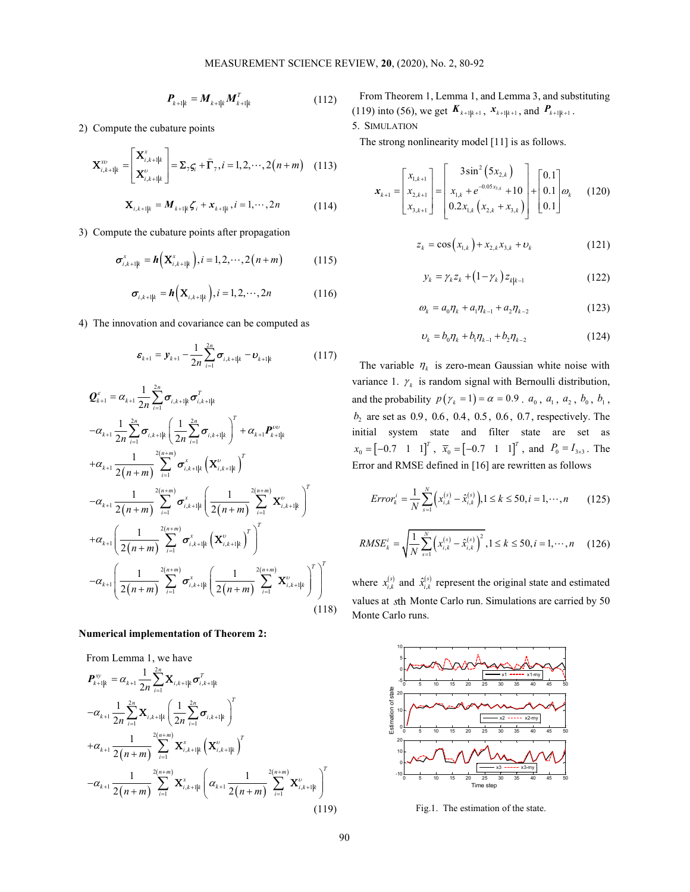$$P_{k+1|k} = M_{k+1|k} M_{k+1|k}^T \tag{112}$$

2) Compute the cubature points

$$\mathbf{X}_{i,k+1|k}^{x\upsilon} = \begin{bmatrix} \mathbf{X}_{i,k+1|k}^{x} \\ \mathbf{X}_{i,k+1|k}^{\upsilon} \end{bmatrix} = \Sigma_7 \varsigma_i + \bar{\Gamma}_7, i = 1,2,\cdots,2(n+m) \tag{113}$$

$$\mathbf{X}_{i,k+1|k} = M_{k+1|k} \zeta_i + x_{k+1|k}, i = 1,\cdots,2n \tag{114}$$

3) Compute the cubature points after propagation

$$\sigma_{i,k+1|k}^{x} = h\left(\mathbf{X}_{i,k+1|k}^{x}\right), i = 1,2,\cdots,2(n+m) \tag{115}$$

$$\sigma_{i,k+1|k} = h\left(\mathbf{X}_{i,k+1|k}\right), i = 1,2,\cdots,2n \tag{116}$$

4) The innovation and covariance can be computed as

$$\varepsilon_{k+1} = y_{k+1} - \frac{1}{2n}\sum_{i=1}^{2n} \sigma_{i,k+1|k} - \upsilon_{k+1|k} \tag{117}$$

$$\begin{aligned}
Q_{k+1}^{e} &= \alpha_{k+1}\frac{1}{2n}\sum_{i=1}^{2n}\sigma_{i,k+1|k}\sigma_{i,k+1|k}^T \\
&-\alpha_{k+1}\frac{1}{2n}\sum_{i=1}^{2n}\sigma_{i,k+1|k}\left(\frac{1}{2n}\sum_{i=1}^{2n}\sigma_{i,k+1|k}\right)^T + \alpha_{k+1}P_{k+1|k}^{\upsilon\upsilon} \\
&+\alpha_{k+1}\frac{1}{2(n+m)}\sum_{i=1}^{2(n+m)}\sigma_{i,k+1|k}^{x}\left(\mathbf{X}_{i,k+1|k}^{\upsilon}\right)^T \\
&-\alpha_{k+1}\frac{1}{2(n+m)}\sum_{i=1}^{2(n+m)}\sigma_{i,k+1|k}^{x}\left(\frac{1}{2(n+m)}\sum_{i=1}^{2(n+m)}\mathbf{X}_{i,k+1|k}^{\upsilon}\right)^T \\
&+\alpha_{k+1}\left(\frac{1}{2(n+m)}\sum_{i=1}^{2(n+m)}\sigma_{i,k+1|k}^{x}\left(\mathbf{X}_{i,k+1|k}^{\upsilon}\right)^T\right)^T \\
&-\alpha_{k+1}\left(\frac{1}{2(n+m)}\sum_{i=1}^{2(n+m)}\sigma_{i,k+1|k}^{x}\left(\frac{1}{2(n+m)}\sum_{i=1}^{2(n+m)}\mathbf{X}_{i,k+1|k}^{\upsilon}\right)^T\right)^T
\end{aligned} \tag{118}$$

**Numerical implementation of Theorem 2:**

From Lemma 1, we have

$$\begin{aligned}
P_{k+1|k}^{xy} &= \alpha_{k+1}\frac{1}{2n}\sum_{i=1}^{2n}\mathbf{X}_{i,k+1|k}\sigma_{i,k+1|k}^T \\
&-\alpha_{k+1}\frac{1}{2n}\sum_{i=1}^{2n}\mathbf{X}_{i,k+1|k}\left(\frac{1}{2n}\sum_{i=1}^{2n}\sigma_{i,k+1|k}\right)^T \\
&+\alpha_{k+1}\frac{1}{2(n+m)}\sum_{i=1}^{2(n+m)}\mathbf{X}_{i,k+1|k}^{x}\left(\mathbf{X}_{i,k+1|k}^{\upsilon}\right)^T \\
&-\alpha_{k+1}\frac{1}{2(n+m)}\sum_{i=1}^{2(n+m)}\mathbf{X}_{i,k+1|k}^{x}\left(\alpha_{k+1}\frac{1}{2(n+m)}\sum_{i=1}^{2(n+m)}\mathbf{X}_{i,k+1|k}^{\upsilon}\right)^T
\end{aligned} \tag{119}$$

From Theorem 1, Lemma 1, and Lemma 3, and substituting (119) into (56), we get $K_{k+1|k+1}$, $x_{k+1|k+1}$, and $P_{k+1|k+1}$.

## 5. SIMULATION

The strong nonlinearity model [11] is as follows.

$$x_{k+1} = \begin{bmatrix} x_{1,k+1} \\ x_{2,k+1} \\ x_{3,k+1} \end{bmatrix} = \begin{bmatrix} 3\sin^2(5x_{2,k}) \\ x_{1,k} + e^{-0.05x_{3,k}} + 10 \\ 0.2x_{1,k}(x_{2,k}+x_{3,k}) \end{bmatrix} + \begin{bmatrix} 0.1 \\ 0.1 \\ 0.1 \end{bmatrix}\omega_k \tag{120}$$

$$z_k = \cos(x_{1,k}) + x_{2,k}x_{3,k} + \upsilon_k \tag{121}$$

$$y_k = \gamma_k z_k + (1-\gamma_k) z_{k|k-1} \tag{122}$$

$$\omega_k = a_0\eta_k + a_1\eta_{k-1} + a_2\eta_{k-2} \tag{123}$$

$$\upsilon_k = b_0\eta_k + b_1\eta_{k-1} + b_2\eta_{k-2} \tag{124}$$

The variable $\eta_k$ is zero-mean Gaussian white noise with variance 1. $\gamma_k$ is random signal with Bernoulli distribution, and the probability $p(\gamma_k = 1) = \alpha = 0.9$. $a_0$, $a_1$, $a_2$, $b_0$, $b_1$, $b_2$ are set as 0.9, 0.6, 0.4, 0.5, 0.6, 0.7, respectively. The initial system state and filter state are set as $x_0 = [-0.7 \quad 1 \quad 1]^T$, $\bar{x}_0 = [-0.7 \quad 1 \quad 1]^T$, and $P_0 = I_{3\times 3}$. The Error and RMSE defined in [16] are rewritten as follows

$$Error_k^i = \frac{1}{N}\sum_{s=1}^{N}\left(x_{i,k}^{(s)} - \hat{x}_{i,k}^{(s)}\right), 1 \le k \le 50, i = 1,\cdots,n \tag{125}$$

$$RMSE_k^i = \sqrt{\frac{1}{N}\sum_{s=1}^{N}\left(x_{i,k}^{(s)} - \hat{x}_{i,k}^{(s)}\right)^2}, 1 \le k \le 50, i = 1,\cdots,n \tag{126}$$

where $x_{i,k}^{(s)}$ and $\hat{x}_{i,k}^{(s)}$ represent the original state and estimated values at $s$th Monte Carlo run. Simulations are carried by 50 Monte Carlo runs.

Fig.1. The estimation of the state.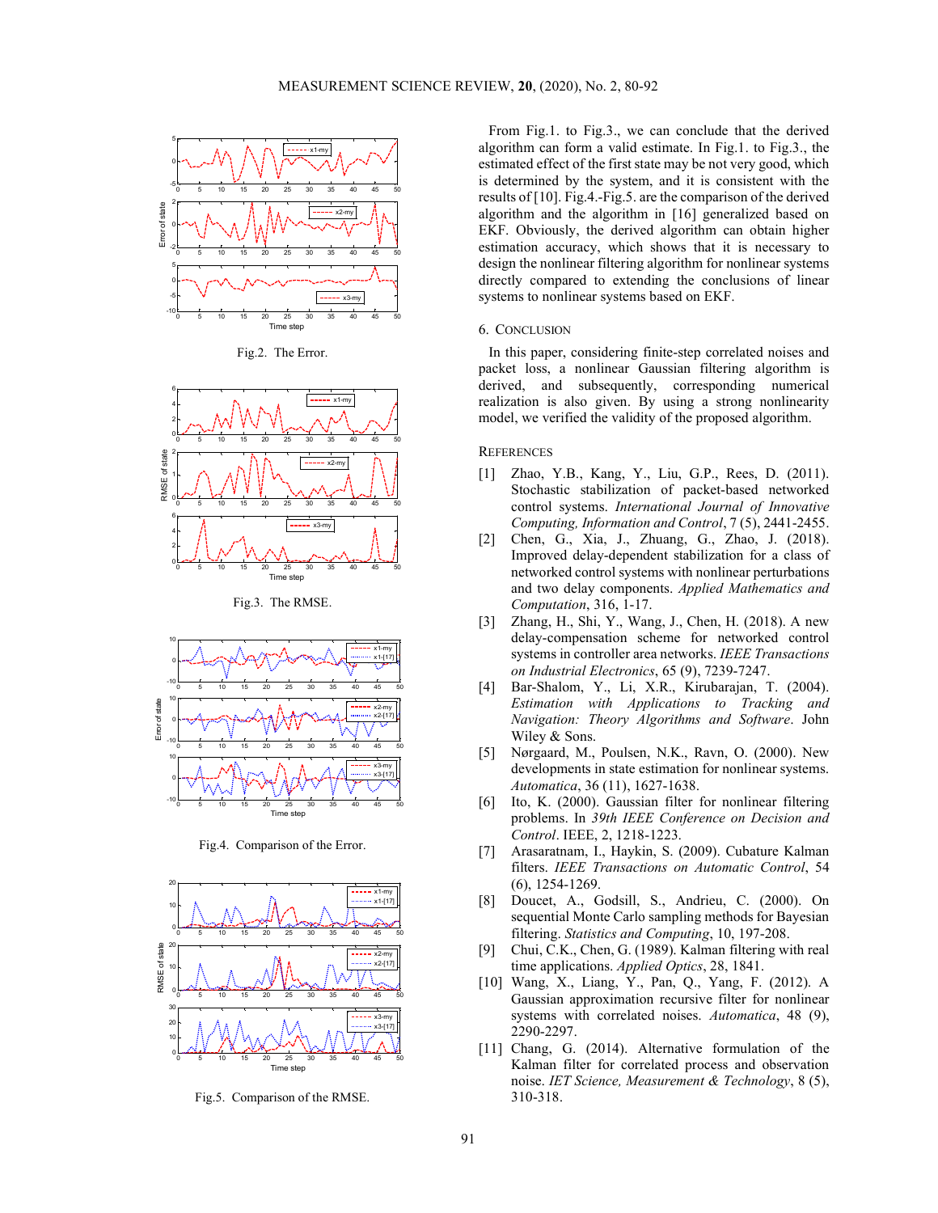Fig.2. The Error.

Fig.3. The RMSE.

Fig.4. Comparison of the Error.

Fig.5. Comparison of the RMSE.

From Fig.1. to Fig.3., we can conclude that the derived algorithm can form a valid estimate. In Fig.1. to Fig.3., the estimated effect of the first state may be not very good, which is determined by the system, and it is consistent with the results of [10]. Fig.4.-Fig.5. are the comparison of the derived algorithm and the algorithm in [16] generalized based on EKF. Obviously, the derived algorithm can obtain higher estimation accuracy, which shows that it is necessary to design the nonlinear filtering algorithm for nonlinear systems directly compared to extending the conclusions of linear systems to nonlinear systems based on EKF.

## 6. CONCLUSION

In this paper, considering finite-step correlated noises and packet loss, a nonlinear Gaussian filtering algorithm is derived, and subsequently, corresponding numerical realization is also given. By using a strong nonlinearity model, we verified the validity of the proposed algorithm.

## REFERENCES

[1] Zhao, Y.B., Kang, Y., Liu, G.P., Rees, D. (2011). Stochastic stabilization of packet-based networked control systems. *International Journal of Innovative Computing, Information and Control*, 7 (5), 2441-2455.

[2] Chen, G., Xia, J., Zhuang, G., Zhao, J. (2018). Improved delay-dependent stabilization for a class of networked control systems with nonlinear perturbations and two delay components. *Applied Mathematics and Computation*, 316, 1-17.

[3] Zhang, H., Shi, Y., Wang, J., Chen, H. (2018). A new delay-compensation scheme for networked control systems in controller area networks. *IEEE Transactions on Industrial Electronics*, 65 (9), 7239-7247.

[4] Bar-Shalom, Y., Li, X.R., Kirubarajan, T. (2004). *Estimation with Applications to Tracking and Navigation: Theory Algorithms and Software*. John Wiley & Sons.

[5] Nørgaard, M., Poulsen, N.K., Ravn, O. (2000). New developments in state estimation for nonlinear systems. *Automatica*, 36 (11), 1627-1638.

[6] Ito, K. (2000). Gaussian filter for nonlinear filtering problems. In *39th IEEE Conference on Decision and Control*. IEEE, 2, 1218-1223.

[7] Arasaratnam, I., Haykin, S. (2009). Cubature Kalman filters. *IEEE Transactions on Automatic Control*, 54 (6), 1254-1269.

[8] Doucet, A., Godsill, S., Andrieu, C. (2000). On sequential Monte Carlo sampling methods for Bayesian filtering. *Statistics and Computing*, 10, 197-208.

[9] Chui, C.K., Chen, G. (1989). Kalman filtering with real time applications. *Applied Optics*, 28, 1841.

[10] Wang, X., Liang, Y., Pan, Q., Yang, F. (2012). A Gaussian approximation recursive filter for nonlinear systems with correlated noises. *Automatica*, 48 (9), 2290-2297.

[11] Chang, G. (2014). Alternative formulation of the Kalman filter for correlated process and observation noise. *IET Science, Measurement & Technology*, 8 (5), 310-318.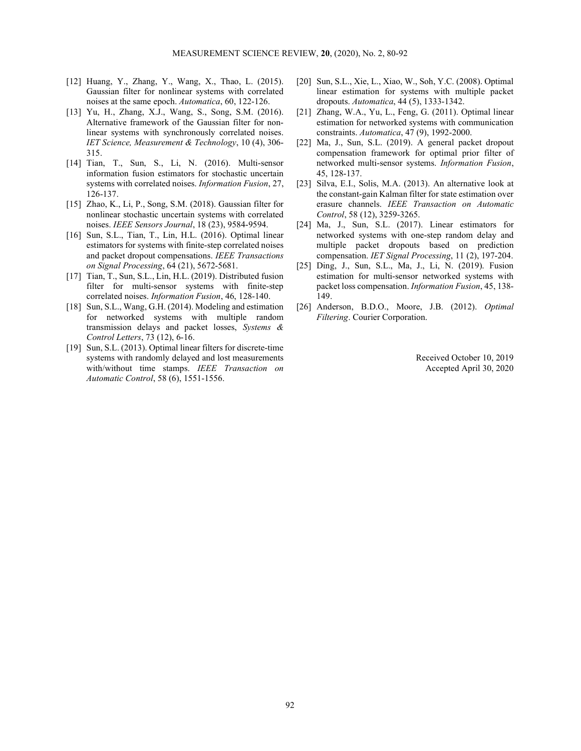[12] Huang, Y., Zhang, Y., Wang, X., Thao, L. (2015). Gaussian filter for nonlinear systems with correlated noises at the same epoch. *Automatica*, 60, 122-126.

[13] Yu, H., Zhang, X.J., Wang, S., Song, S.M. (2016). Alternative framework of the Gaussian filter for non-linear systems with synchronously correlated noises. *IET Science, Measurement & Technology*, 10 (4), 306-315.

[14] Tian, T., Sun, S., Li, N. (2016). Multi-sensor information fusion estimators for stochastic uncertain systems with correlated noises. *Information Fusion*, 27, 126-137.

[15] Zhao, K., Li, P., Song, S.M. (2018). Gaussian filter for nonlinear stochastic uncertain systems with correlated noises. *IEEE Sensors Journal*, 18 (23), 9584-9594.

[16] Sun, S.L., Tian, T., Lin, H.L. (2016). Optimal linear estimators for systems with finite-step correlated noises and packet dropout compensations. *IEEE Transactions on Signal Processing*, 64 (21), 5672-5681.

[17] Tian, T., Sun, S.L., Lin, H.L. (2019). Distributed fusion filter for multi-sensor systems with finite-step correlated noises. *Information Fusion*, 46, 128-140.

[18] Sun, S.L., Wang, G.H. (2014). Modeling and estimation for networked systems with multiple random transmission delays and packet losses, *Systems & Control Letters*, 73 (12), 6-16.

[19] Sun, S.L. (2013). Optimal linear filters for discrete-time systems with randomly delayed and lost measurements with/without time stamps. *IEEE Transaction on Automatic Control*, 58 (6), 1551-1556.

[20] Sun, S.L., Xie, L., Xiao, W., Soh, Y.C. (2008). Optimal linear estimation for systems with multiple packet dropouts. *Automatica*, 44 (5), 1333-1342.

[21] Zhang, W.A., Yu, L., Feng, G. (2011). Optimal linear estimation for networked systems with communication constraints. *Automatica*, 47 (9), 1992-2000.

[22] Ma, J., Sun, S.L. (2019). A general packet dropout compensation framework for optimal prior filter of networked multi-sensor systems. *Information Fusion*, 45, 128-137.

[23] Silva, E.I., Solis, M.A. (2013). An alternative look at the constant-gain Kalman filter for state estimation over erasure channels. *IEEE Transaction on Automatic Control*, 58 (12), 3259-3265.

[24] Ma, J., Sun, S.L. (2017). Linear estimators for networked systems with one-step random delay and multiple packet dropouts based on prediction compensation. *IET Signal Processing*, 11 (2), 197-204.

[25] Ding, J., Sun, S.L., Ma, J., Li, N. (2019). Fusion estimation for multi-sensor networked systems with packet loss compensation. *Information Fusion*, 45, 138-149.

[26] Anderson, B.D.O., Moore, J.B. (2012). *Optimal Filtering*. Courier Corporation.

Received October 10, 2019
Accepted April 30, 2020